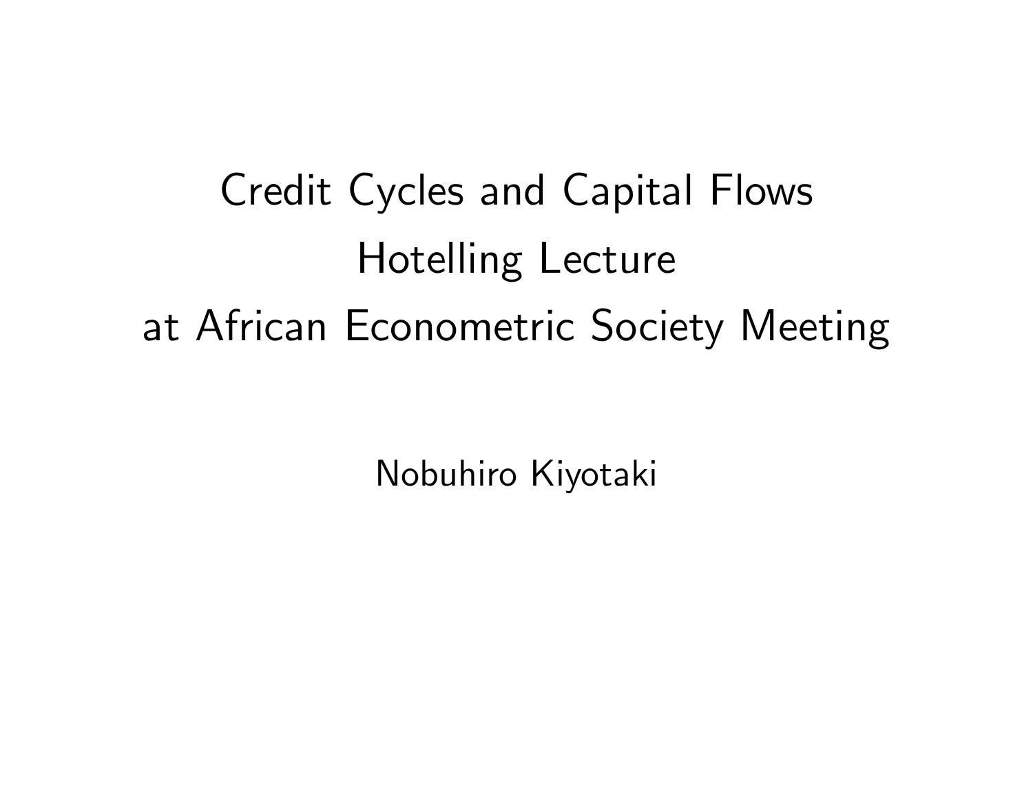# Credit Cycles and Capital Flows
# Hotelling Lecture
# at African Econometric Society Meeting

Nobuhiro Kiyotaki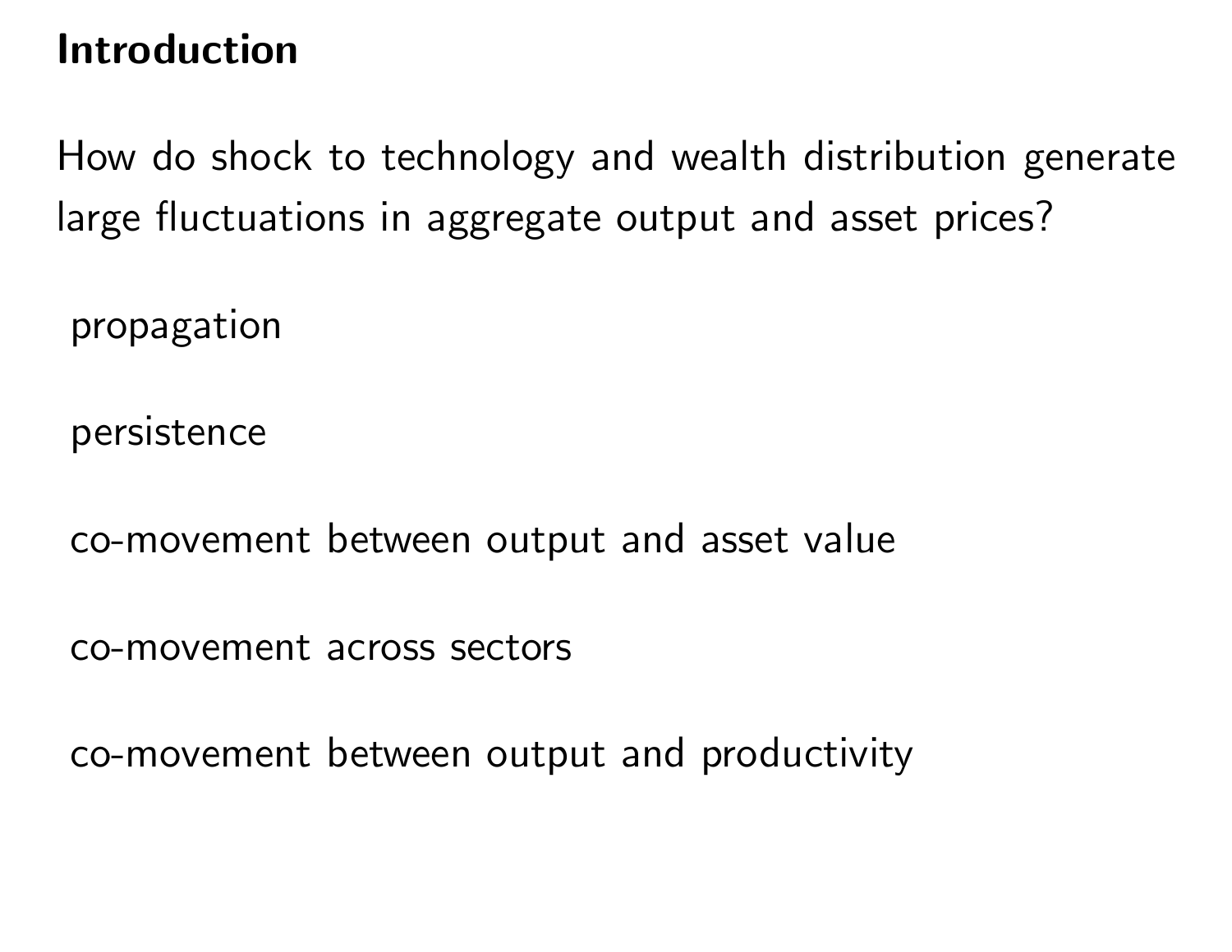## Introduction

How do shock to technology and wealth distribution generate large fluctuations in aggregate output and asset prices?

- propagation
- persistence
- co-movement between output and asset value
- co-movement across sectors
- co-movement between output and productivity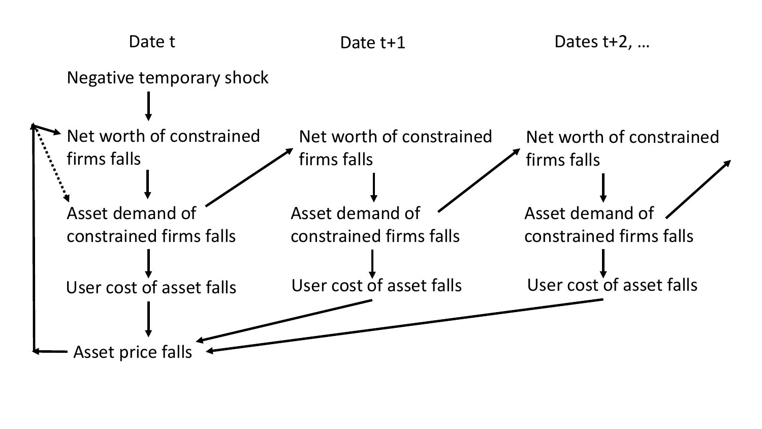Date t

Date t+1

Dates t+2, …

Negative temporary shock

Net worth of constrained firms falls

Asset demand of constrained firms falls

User cost of asset falls

Asset price falls

Net worth of constrained firms falls

Asset demand of constrained firms falls

User cost of asset falls

Net worth of constrained firms falls

Asset demand of constrained firms falls

User cost of asset falls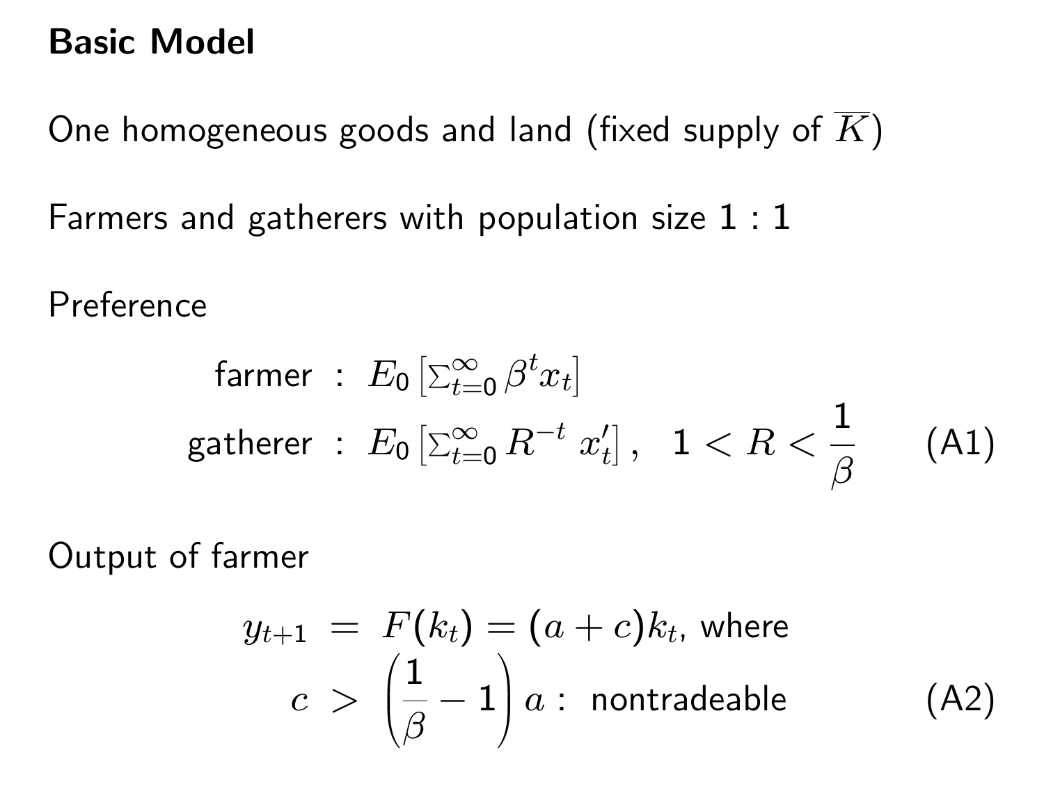## Basic Model

One homogeneous goods and land (fixed supply of $\overline{K}$)

Farmers and gatherers with population size 1 : 1

Preference

$$\begin{aligned}
\text{farmer} &: E_0 \left[ \Sigma_{t=0}^{\infty} \beta^t x_t \right] \\
\text{gatherer} &: E_0 \left[ \Sigma_{t=0}^{\infty} R^{-t} \, x'_t \right], \quad 1 < R < \frac{1}{\beta} \qquad \text{(A1)}
\end{aligned}$$

Output of farmer

$$\begin{aligned}
y_{t+1} &= F(k_t) = (a + c)k_t, \text{ where} \\
c &> \left( \frac{1}{\beta} - 1 \right) a : \text{ nontradeable} \qquad \text{(A2)}
\end{aligned}$$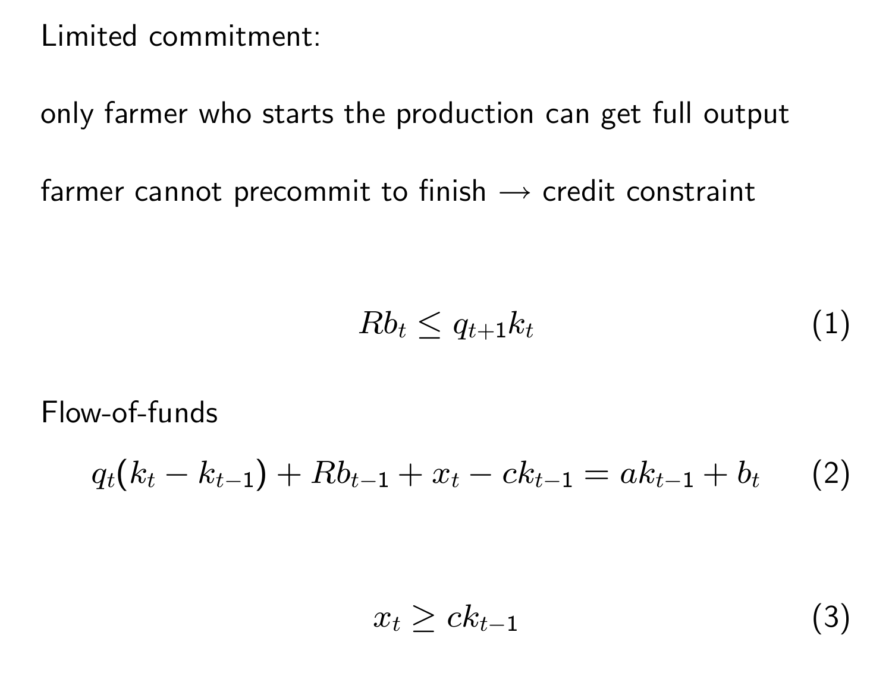Limited commitment:

only farmer who starts the production can get full output

farmer cannot precommit to finish $\rightarrow$ credit constraint

$$Rb_t \leq q_{t+1}k_t \tag{1}$$

Flow-of-funds

$$q_t(k_t - k_{t-1}) + Rb_{t-1} + x_t - ck_{t-1} = ak_{t-1} + b_t \tag{2}$$

$$x_t \geq ck_{t-1} \tag{3}$$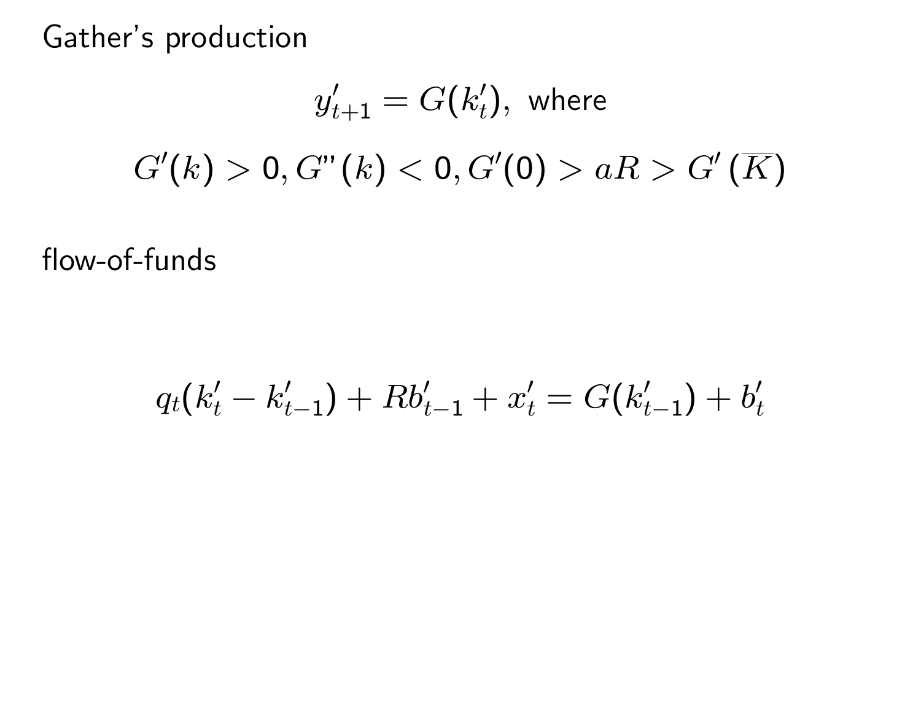Gather's production

$$y'_{t+1} = G(k'_t), \text{ where}$$

$$G'(k) > 0, G''(k) < 0, G'(0) > aR > G'\left(\overline{K}\right)$$

flow-of-funds

$$q_t(k'_t - k'_{t-1}) + Rb'_{t-1} + x'_t = G(k'_{t-1}) + b'_t$$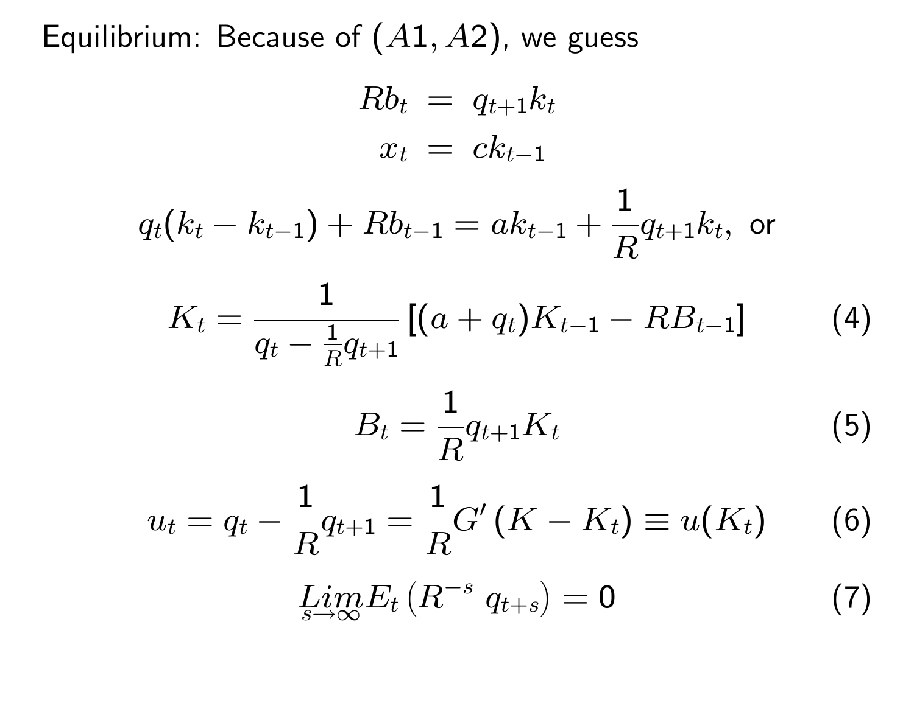Equilibrium: Because of $(A1, A2)$, we guess

$$Rb_t = q_{t+1}k_t$$

$$x_t = ck_{t-1}$$

$$q_t(k_t - k_{t-1}) + Rb_{t-1} = ak_{t-1} + \frac{1}{R}q_{t+1}k_t, \text{ or}$$

$$K_t = \frac{1}{q_t - \frac{1}{R}q_{t+1}}\left[(a + q_t)K_{t-1} - RB_{t-1}\right] \qquad (4)$$

$$B_t = \frac{1}{R}q_{t+1}K_t \qquad (5)$$

$$u_t = q_t - \frac{1}{R}q_{t+1} = \frac{1}{R}G'\left(\overline{K} - K_t\right) \equiv u(K_t) \qquad (6)$$

$$\underset{s \to \infty}{Lim} E_t\left(R^{-s}\ q_{t+s}\right) = 0 \qquad (7)$$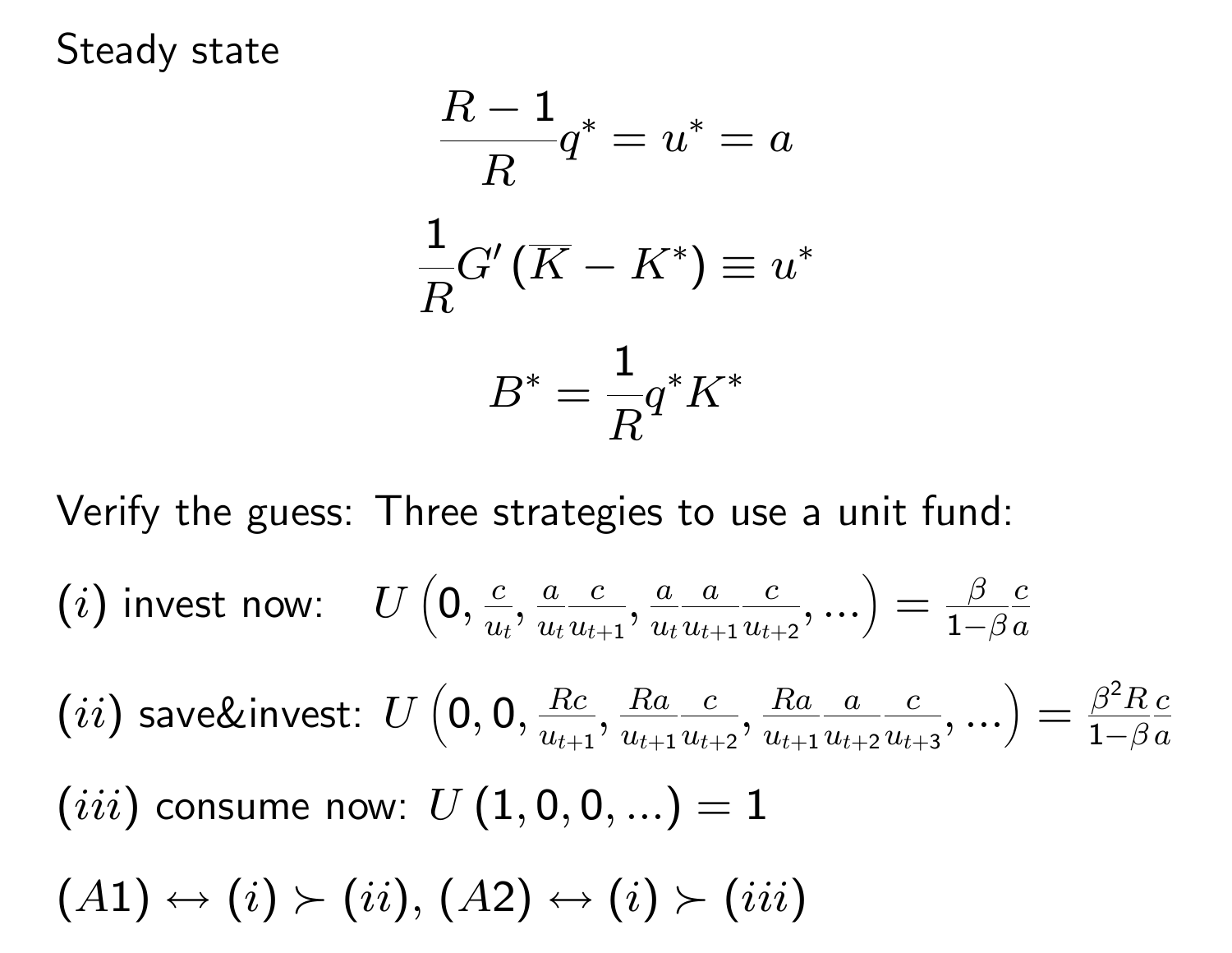Steady state

$$\frac{R-1}{R}q^* = u^* = a$$

$$\frac{1}{R}G'\left(\overline{K} - K^*\right) \equiv u^*$$

$$B^* = \frac{1}{R}q^* K^*$$

Verify the guess: Three strategies to use a unit fund:

$(i)$ invest now: $U\left(0, \frac{c}{u_t}, \frac{a}{u_t}\frac{c}{u_{t+1}}, \frac{a}{u_t}\frac{a}{u_{t+1}}\frac{c}{u_{t+2}}, ...\right) = \frac{\beta}{1-\beta}\frac{c}{a}$

$(ii)$ save&invest: $U\left(0, 0, \frac{Rc}{u_{t+1}}, \frac{Ra}{u_{t+1}}\frac{c}{u_{t+2}}, \frac{Ra}{u_{t+1}}\frac{a}{u_{t+2}}\frac{c}{u_{t+3}}, ...\right) = \frac{\beta^2 R}{1-\beta}\frac{c}{a}$

$(iii)$ consume now: $U\left(1, 0, 0, ...\right) = 1$

$(A1) \leftrightarrow (i) \succ (ii)$, $(A2) \leftrightarrow (i) \succ (iii)$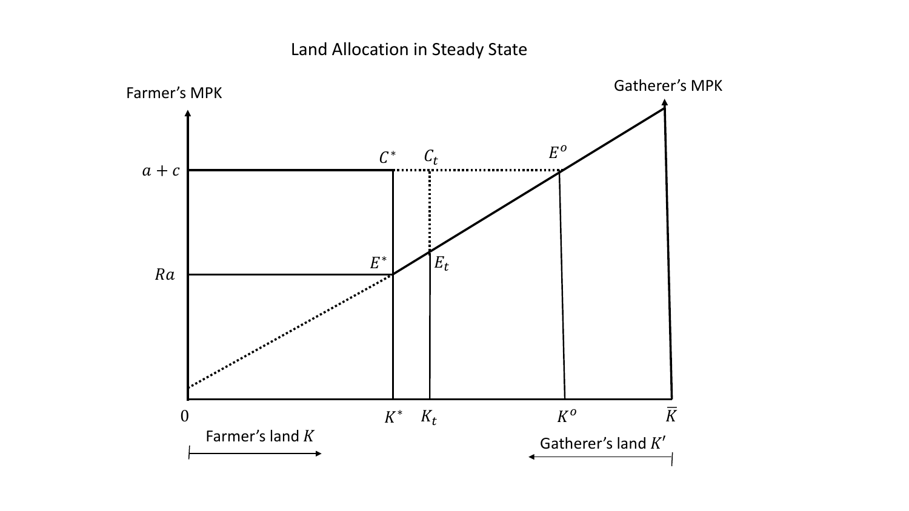Land Allocation in Steady State

Farmer's MPK

Gatherer's MPK

$a + c$

$Ra$

$C^*$ $C_t$ $E^o$

$E^*$ $E_t$

0 $K^*$ $K_t$ $K^o$ $\bar{K}$

Farmer's land $K$

Gatherer's land $K'$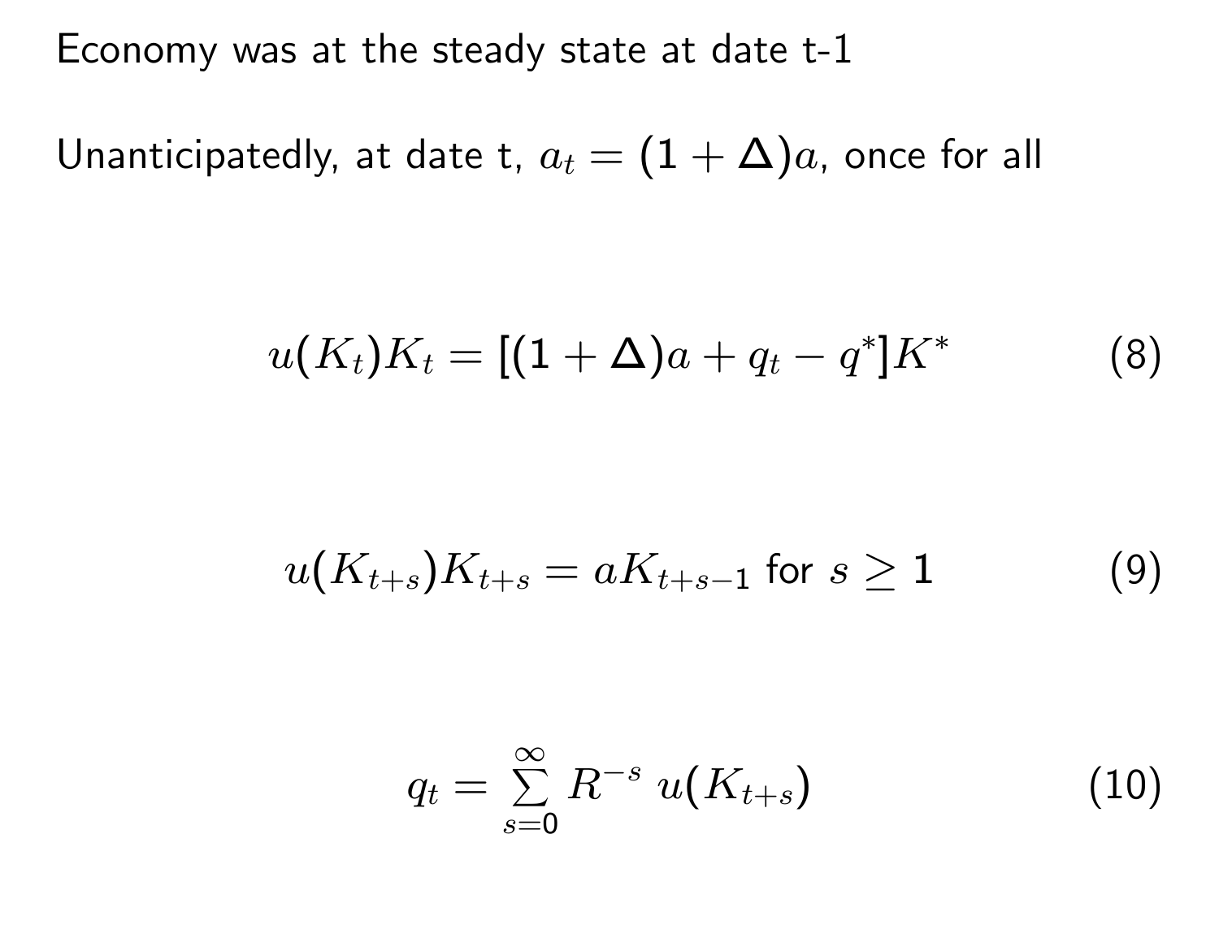Economy was at the steady state at date t-1

Unanticipatedly, at date t, $a_t = (1 + \Delta)a$, once for all

$$u(K_t)K_t = [(1 + \Delta)a + q_t - q^*]K^* \tag{8}$$

$$u(K_{t+s})K_{t+s} = aK_{t+s-1} \text{ for } s \geq 1 \tag{9}$$

$$q_t = \sum_{s=0}^{\infty} R^{-s}\, u(K_{t+s}) \tag{10}$$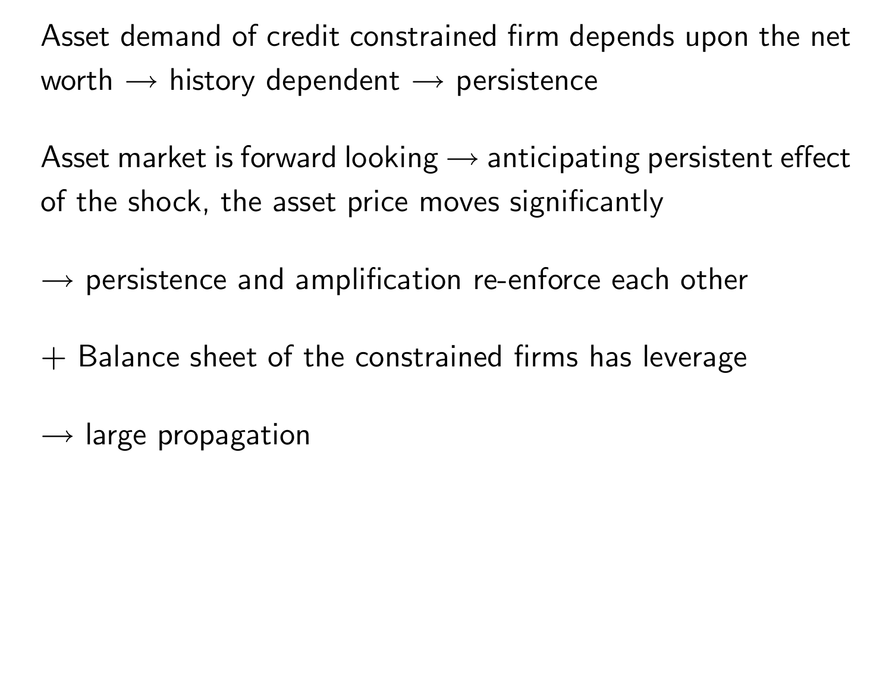Asset demand of credit constrained firm depends upon the net worth $\longrightarrow$ history dependent $\longrightarrow$ persistence

Asset market is forward looking $\longrightarrow$ anticipating persistent effect of the shock, the asset price moves significantly

$\longrightarrow$ persistence and amplification re-enforce each other

$+$ Balance sheet of the constrained firms has leverage

$\longrightarrow$ large propagation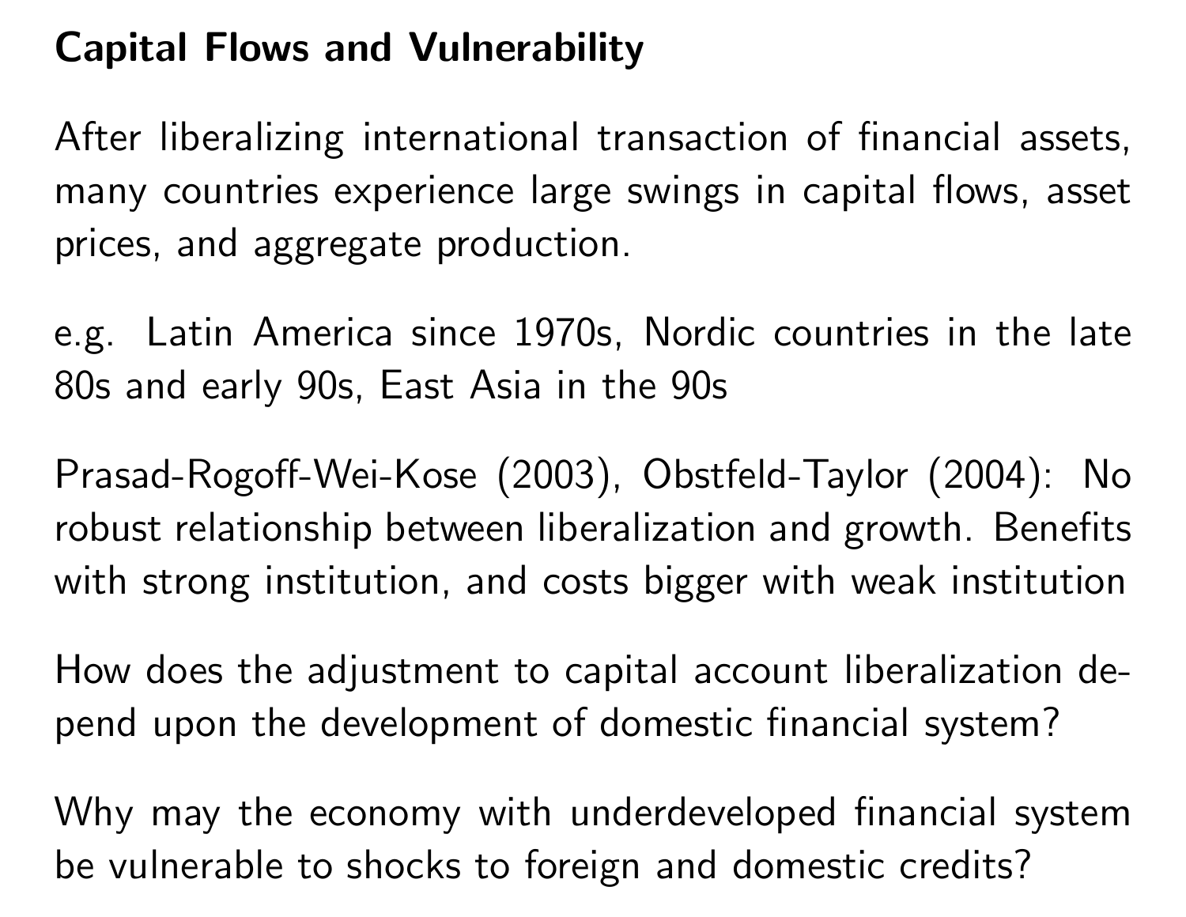# Capital Flows and Vulnerability

After liberalizing international transaction of financial assets, many countries experience large swings in capital flows, asset prices, and aggregate production.

e.g. Latin America since 1970s, Nordic countries in the late 80s and early 90s, East Asia in the 90s

Prasad-Rogoff-Wei-Kose (2003), Obstfeld-Taylor (2004): No robust relationship between liberalization and growth. Benefits with strong institution, and costs bigger with weak institution

How does the adjustment to capital account liberalization depend upon the development of domestic financial system?

Why may the economy with underdeveloped financial system be vulnerable to shocks to foreign and domestic credits?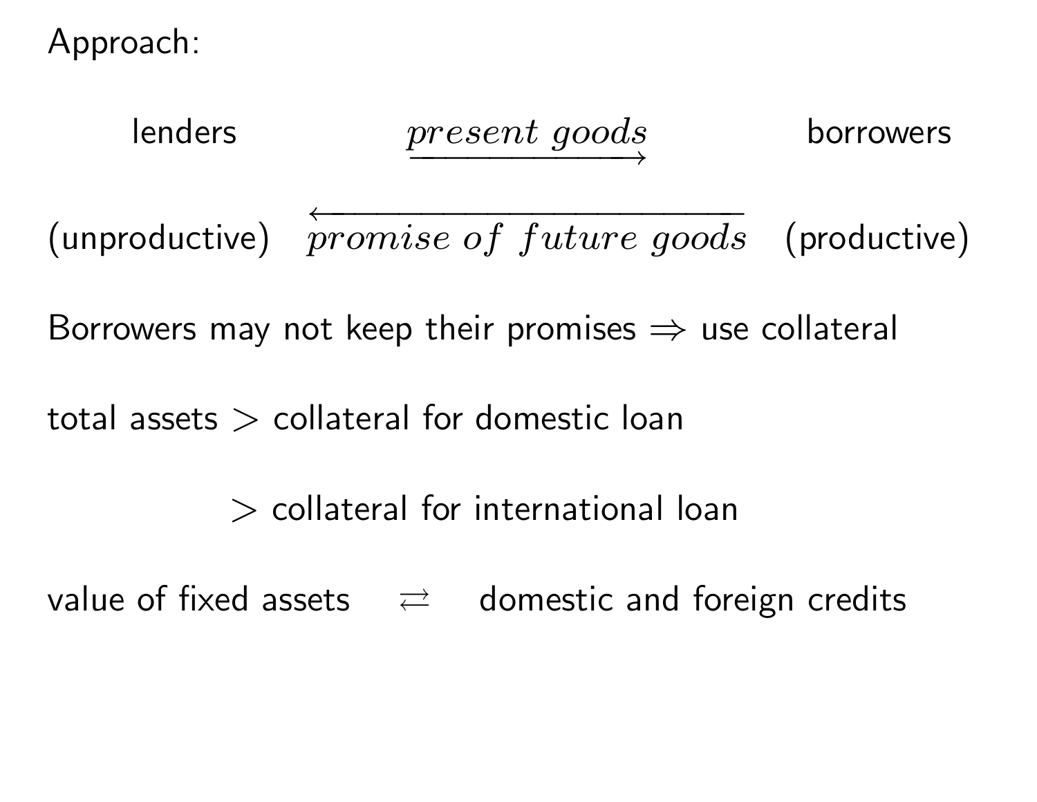Approach:

lenders $\xrightarrow{\textit{present goods}}$ borrowers

(unproductive) $\xleftarrow[\textit{promise of future goods}]{}$ (productive)

Borrowers may not keep their promises $\Rightarrow$ use collateral

total assets $>$ collateral for domestic loan

$>$ collateral for international loan

value of fixed assets $\rightleftarrows$ domestic and foreign credits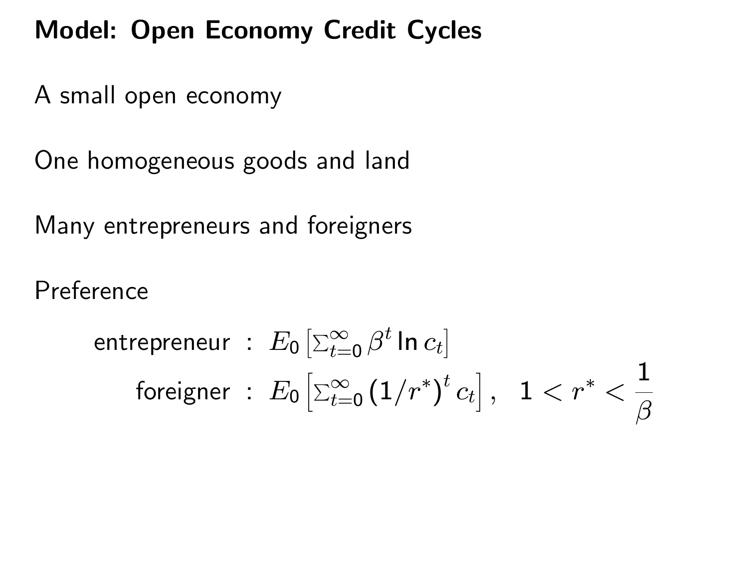# Model: Open Economy Credit Cycles

A small open economy

One homogeneous goods and land

Many entrepreneurs and foreigners

Preference

$$
\begin{aligned}
\text{entrepreneur} &: \; E_0 \left[ \sum_{t=0}^{\infty} \beta^t \ln c_t \right] \\
\text{foreigner} &: \; E_0 \left[ \sum_{t=0}^{\infty} \left( 1/r^* \right)^t c_t \right], \quad 1 < r^* < \frac{1}{\beta}
\end{aligned}
$$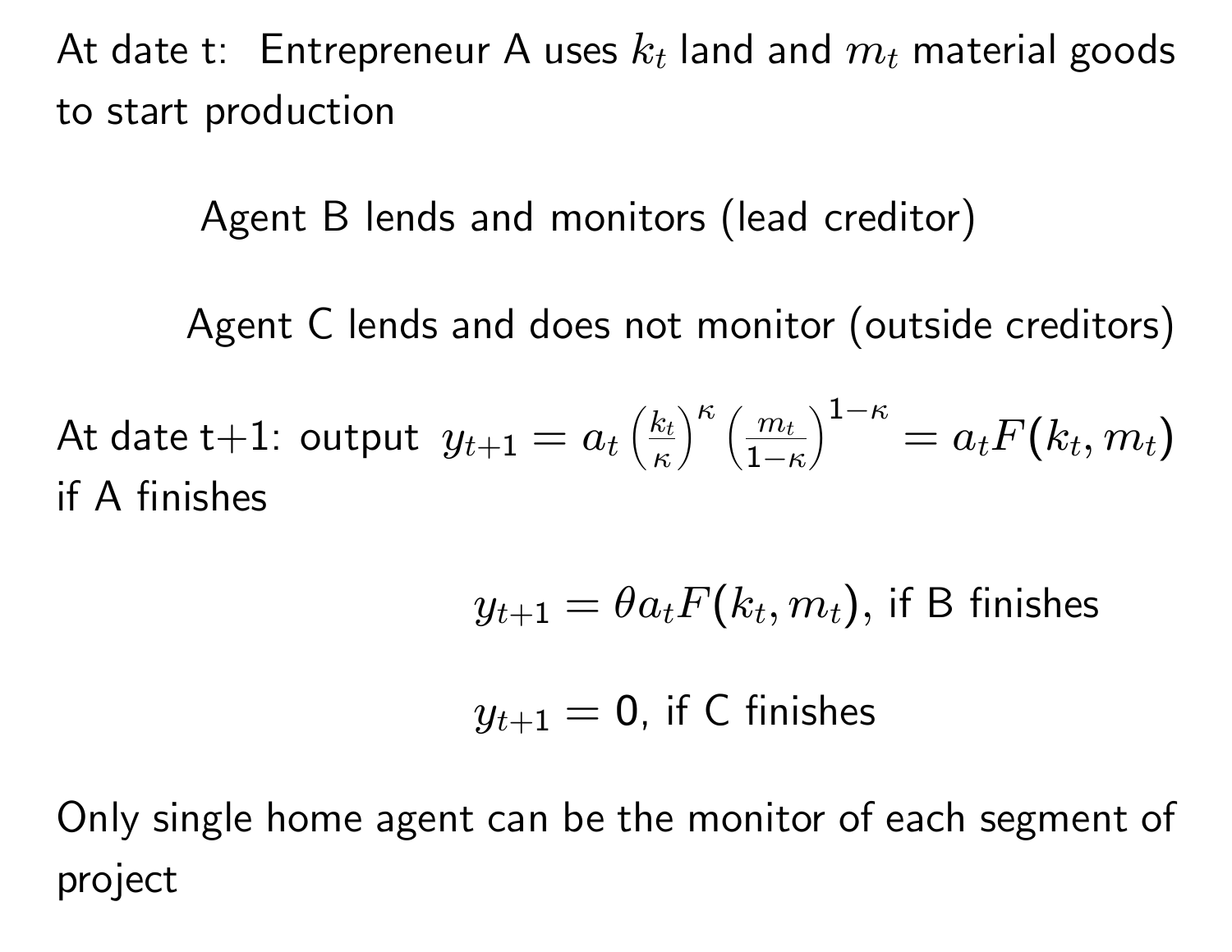At date t: Entrepreneur A uses $k_t$ land and $m_t$ material goods to start production

Agent B lends and monitors (lead creditor)

Agent C lends and does not monitor (outside creditors)

At date t+1: output $y_{t+1} = a_t \left(\frac{k_t}{\kappa}\right)^{\kappa} \left(\frac{m_t}{1-\kappa}\right)^{1-\kappa} = a_t F(k_t, m_t)$ if A finishes

$$y_{t+1} = \theta a_t F(k_t, m_t), \text{ if B finishes}$$

$$y_{t+1} = 0, \text{ if C finishes}$$

Only single home agent can be the monitor of each segment of project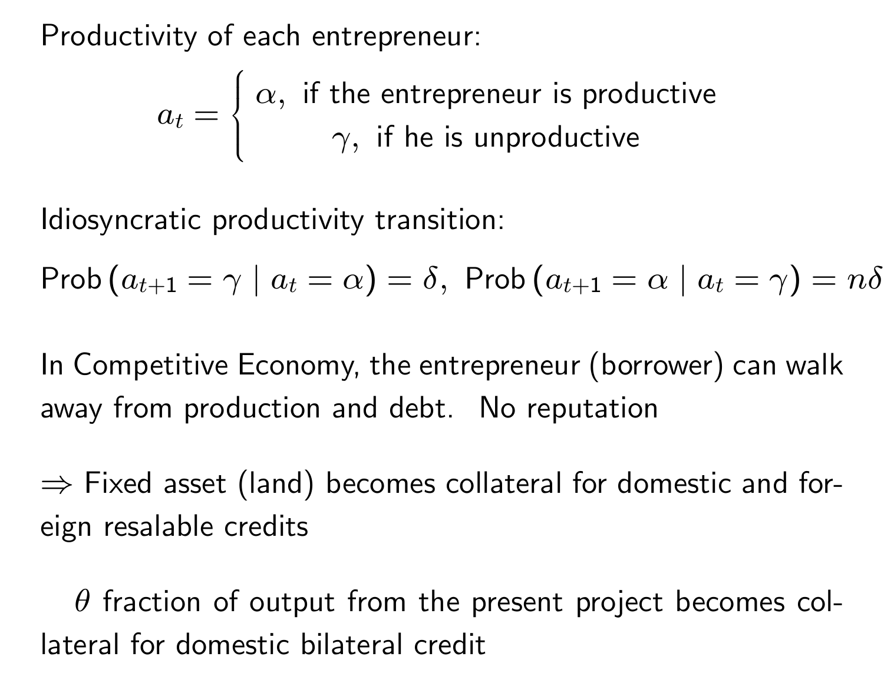Productivity of each entrepreneur:

$$a_t = \begin{cases} \alpha, & \text{if the entrepreneur is productive} \\ \gamma, & \text{if he is unproductive} \end{cases}$$

Idiosyncratic productivity transition:

$\text{Prob}\left(a_{t+1} = \gamma \mid a_t = \alpha\right) = \delta, \ \text{Prob}\left(a_{t+1} = \alpha \mid a_t = \gamma\right) = n\delta$

In Competitive Economy, the entrepreneur (borrower) can walk away from production and debt. No reputation

$\Rightarrow$ Fixed asset (land) becomes collateral for domestic and foreign resalable credits

$\theta$ fraction of output from the present project becomes collateral for domestic bilateral credit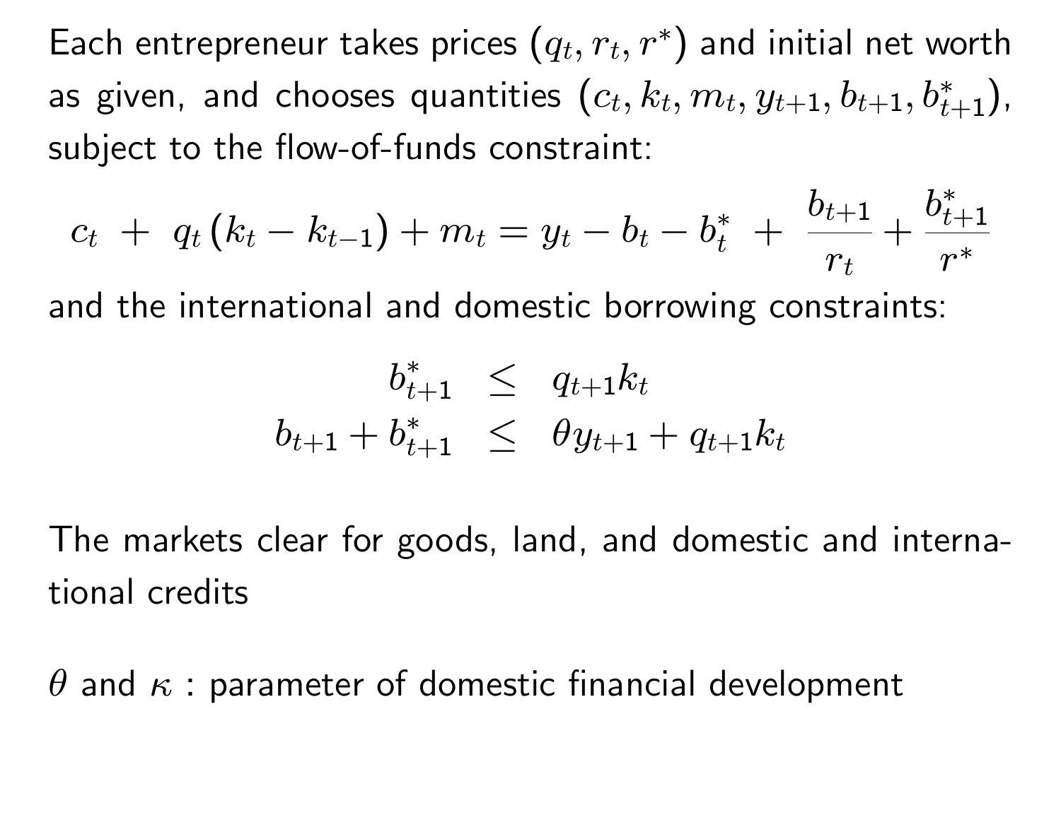Each entrepreneur takes prices $(q_t, r_t, r^*)$ and initial net worth as given, and chooses quantities $(c_t, k_t, m_t, y_{t+1}, b_{t+1}, b^*_{t+1})$, subject to the flow-of-funds constraint:

$$c_t \; + \; q_t \left(k_t - k_{t-1}\right) + m_t = y_t - b_t - b^*_t \; + \; \frac{b_{t+1}}{r_t} + \frac{b^*_{t+1}}{r^*}$$

and the international and domestic borrowing constraints:

$$\begin{aligned} b^*_{t+1} &\leq q_{t+1} k_t \\ b_{t+1} + b^*_{t+1} &\leq \theta y_{t+1} + q_{t+1} k_t \end{aligned}$$

The markets clear for goods, land, and domestic and international credits

$\theta$ and $\kappa$ : parameter of domestic financial development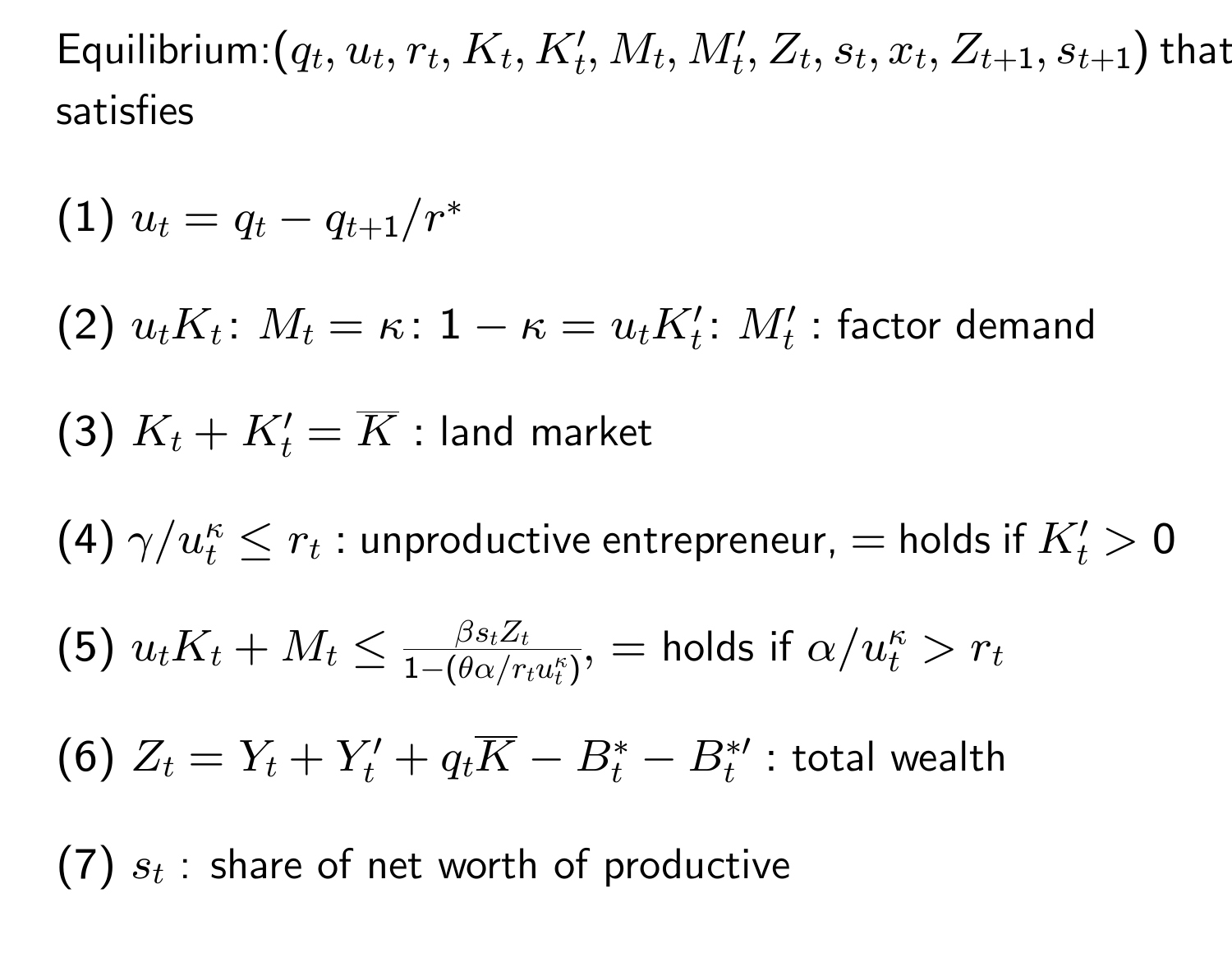Equilibrium:$(q_t, u_t, r_t, K_t, K_t', M_t, M_t', Z_t, s_t, x_t, Z_{t+1}, s_{t+1})$ that satisfies

(1) $u_t = q_t - q_{t+1}/r^*$

(2) $u_t K_t \colon M_t = \kappa \colon 1 - \kappa = u_t K_t' \colon M_t'$ : factor demand

(3) $K_t + K_t' = \overline{K}$ : land market

(4) $\gamma / u_t^\kappa \leq r_t$ : unproductive entrepreneur, $=$ holds if $K_t' > 0$

(5) $u_t K_t + M_t \leq \frac{\beta s_t Z_t}{1 - (\theta \alpha / r_t u_t^\kappa)}$, $=$ holds if $\alpha / u_t^\kappa > r_t$

(6) $Z_t = Y_t + Y_t' + q_t \overline{K} - B_t^* - B_t^{*\prime}$ : total wealth

(7) $s_t$ : share of net worth of productive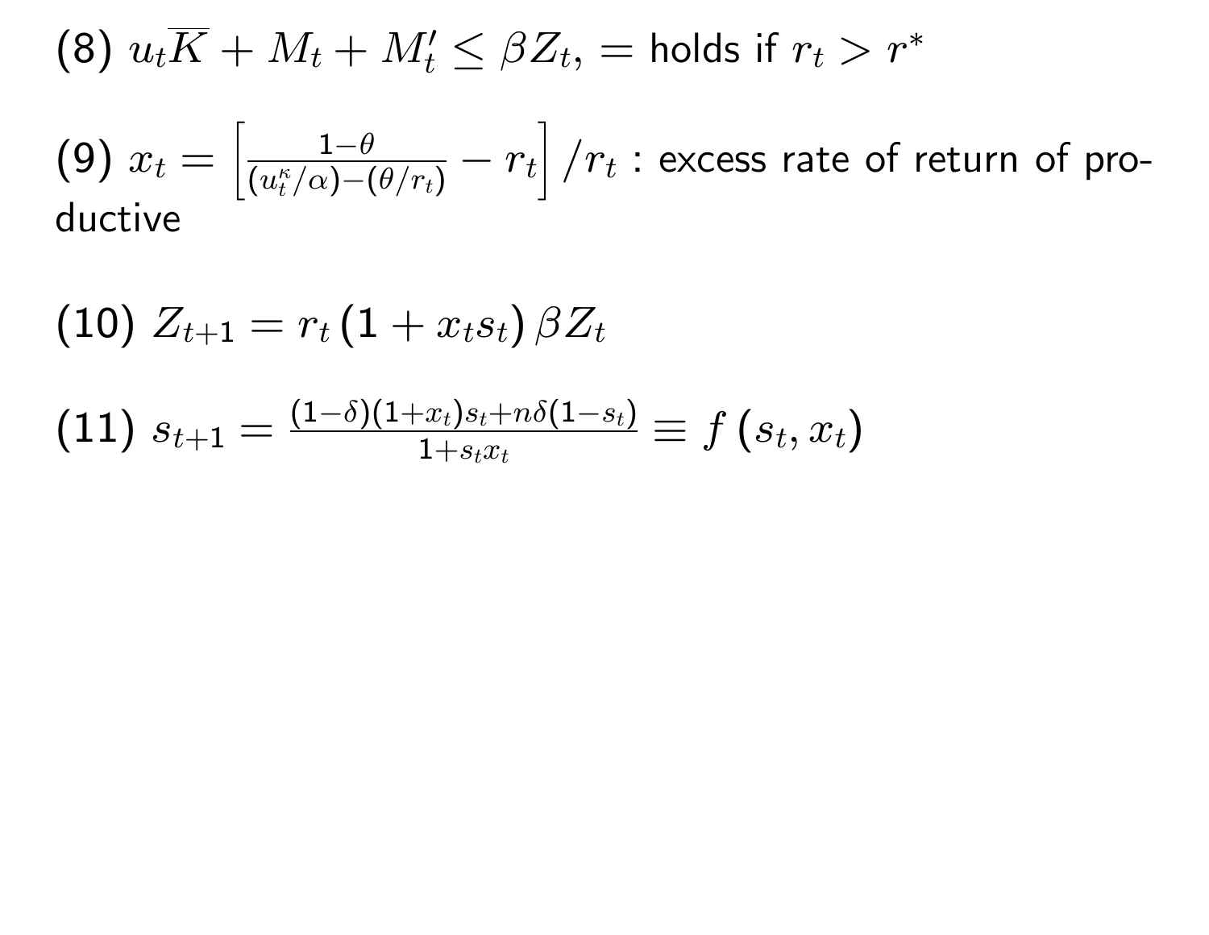(8) $u_t\overline{K} + M_t + M_t' \leq \beta Z_t$, $=$ holds if $r_t > r^*$

(9) $x_t = \left[\frac{1-\theta}{(u_t^{\kappa}/\alpha)-(\theta/r_t)} - r_t\right]/r_t$ : excess rate of return of productive

(10) $Z_{t+1} = r_t\left(1 + x_t s_t\right)\beta Z_t$

(11) $s_{t+1} = \frac{(1-\delta)(1+x_t)s_t + n\delta(1-s_t)}{1+s_t x_t} \equiv f\left(s_t, x_t\right)$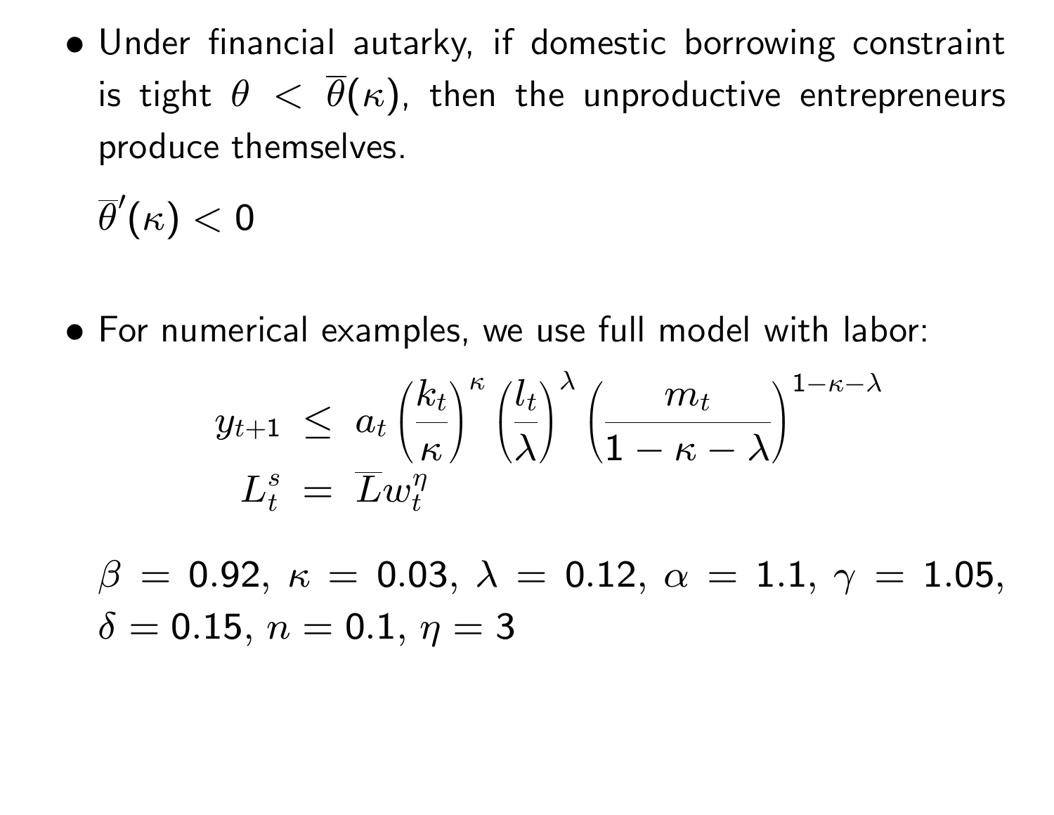- Under financial autarky, if domestic borrowing constraint is tight $\theta < \overline{\theta}(\kappa)$, then the unproductive entrepreneurs produce themselves.

  $\overline{\theta}'(\kappa) < 0$

- For numerical examples, we use full model with labor:

$$
\begin{aligned}
y_{t+1} &\leq a_t \left(\frac{k_t}{\kappa}\right)^{\kappa} \left(\frac{l_t}{\lambda}\right)^{\lambda} \left(\frac{m_t}{1-\kappa-\lambda}\right)^{1-\kappa-\lambda} \\
L_t^s &= \overline{L} w_t^{\eta}
\end{aligned}
$$

  $\beta = 0.92$, $\kappa = 0.03$, $\lambda = 0.12$, $\alpha = 1.1$, $\gamma = 1.05$, $\delta = 0.15$, $n = 0.1$, $\eta = 3$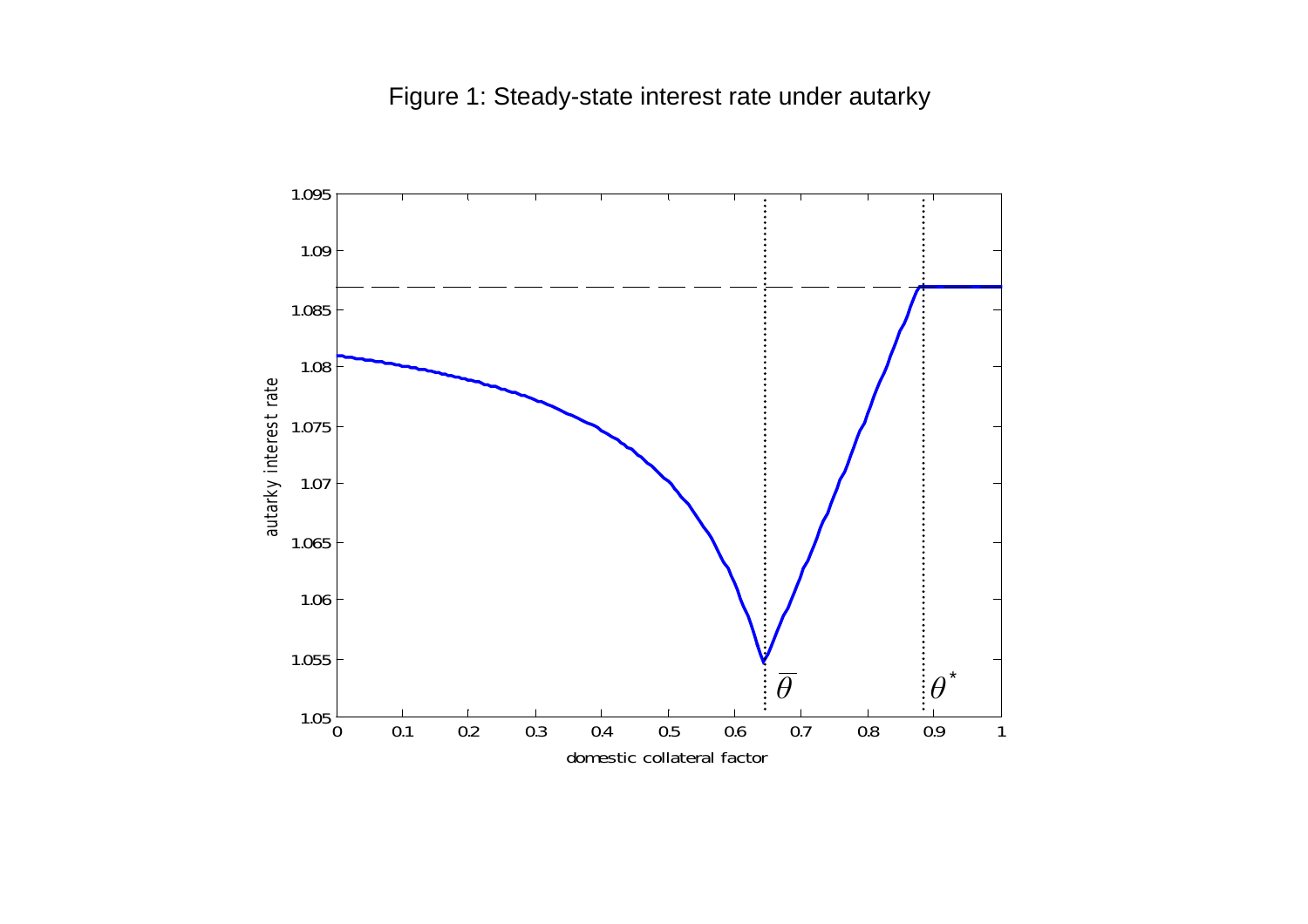Figure 1: Steady-state interest rate under autarky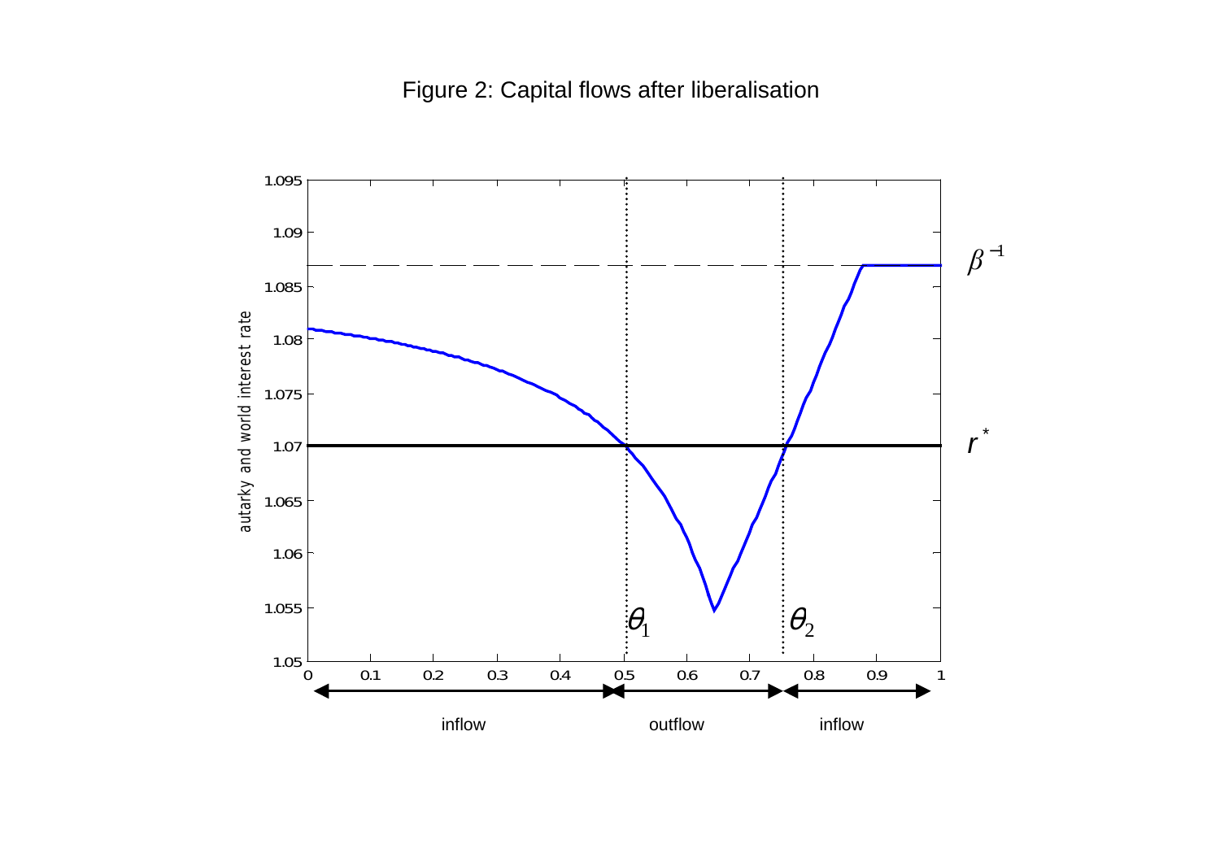Figure 2: Capital flows after liberalisation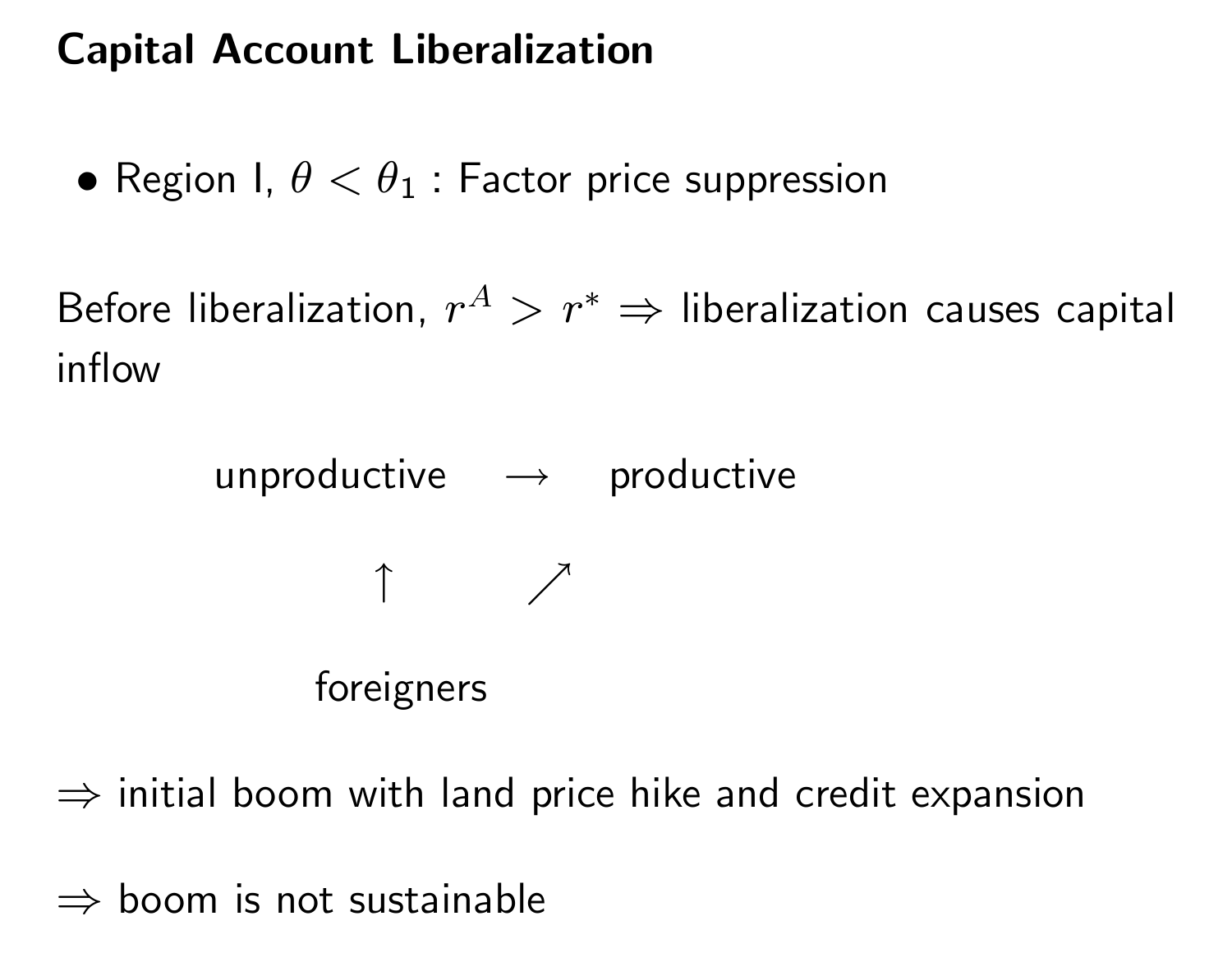# Capital Account Liberalization

- Region I, $\theta < \theta_1$ : Factor price suppression

Before liberalization, $r^A > r^* \Rightarrow$ liberalization causes capital inflow

$$
\begin{array}{ccc}
\text{unproductive} & \rightarrow & \text{productive} \\
\uparrow & \nearrow & \\
\text{foreigners} & &
\end{array}
$$

$\Rightarrow$ initial boom with land price hike and credit expansion

$\Rightarrow$ boom is not sustainable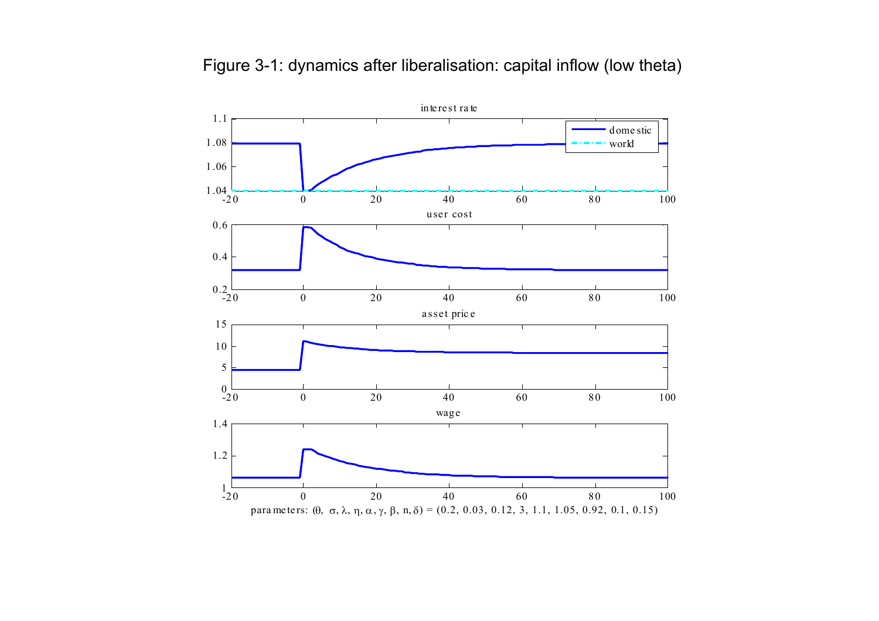Figure 3-1: dynamics after liberalisation: capital inflow (low theta)

parameters: $(\theta, \sigma, \lambda, \eta, \alpha, \gamma, \beta, n, \delta) = (0.2, 0.03, 0.12, 3, 1.1, 1.05, 0.92, 0.1, 0.15)$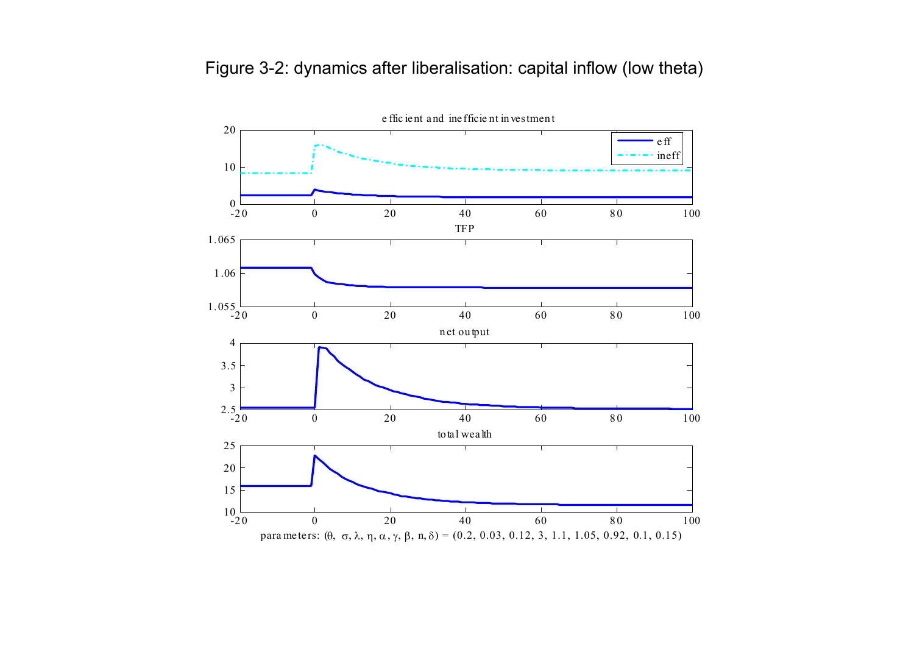Figure 3-2: dynamics after liberalisation: capital inflow (low theta)

efficient and inefficient investment

TFP

net output

total wealth

parameters: $(\theta, \sigma, \lambda, \eta, \alpha, \gamma, \beta, n, \delta) = (0.2, 0.03, 0.12, 3, 1.1, 1.05, 0.92, 0.1, 0.15)$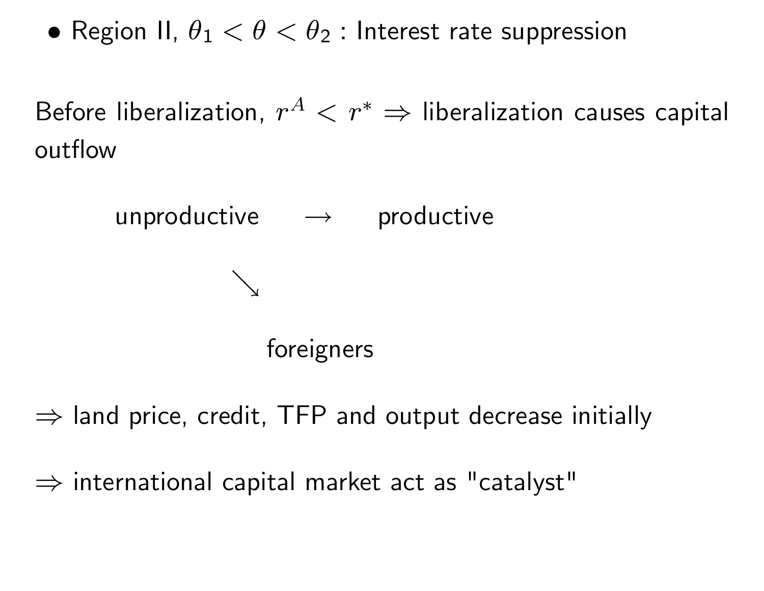- Region II, $\theta_1 < \theta < \theta_2$ : Interest rate suppression

Before liberalization, $r^A < r^* \Rightarrow$ liberalization causes capital outflow

$$
\begin{array}{ccc}
\text{unproductive} & \rightarrow & \text{productive} \\
& \searrow & \\
& & \text{foreigners}
\end{array}
$$

$\Rightarrow$ land price, credit, TFP and output decrease initially

$\Rightarrow$ international capital market act as "catalyst"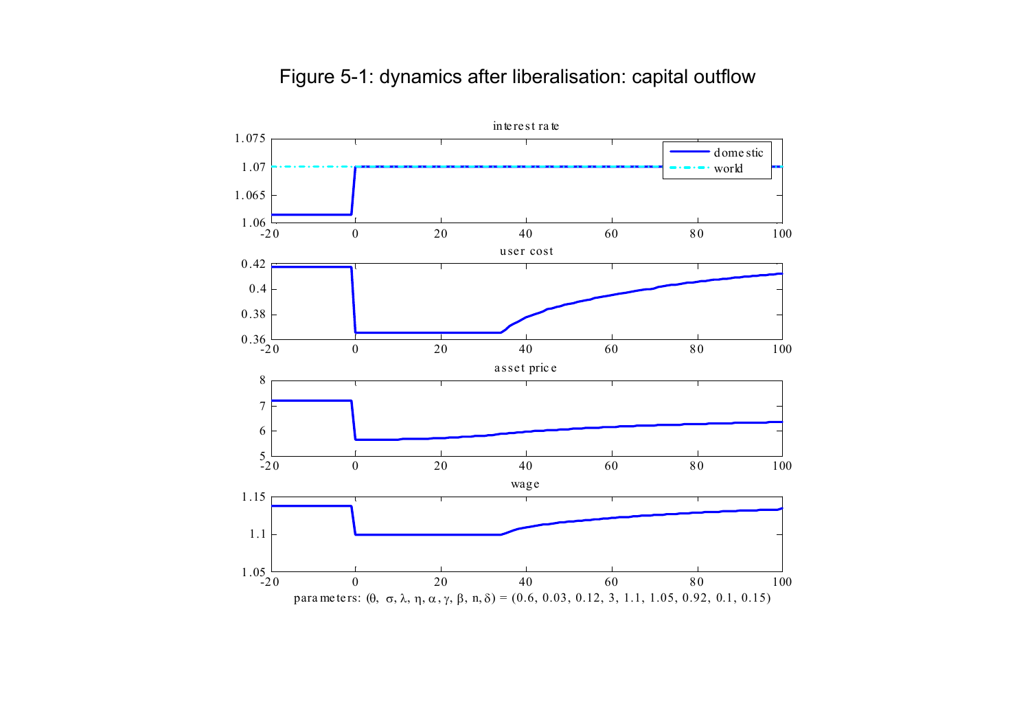Figure 5-1: dynamics after liberalisation: capital outflow

parameters: $(\theta, \sigma, \lambda, \eta, \alpha, \gamma, \beta, n, \delta) = (0.6, 0.03, 0.12, 3, 1.1, 1.05, 0.92, 0.1, 0.15)$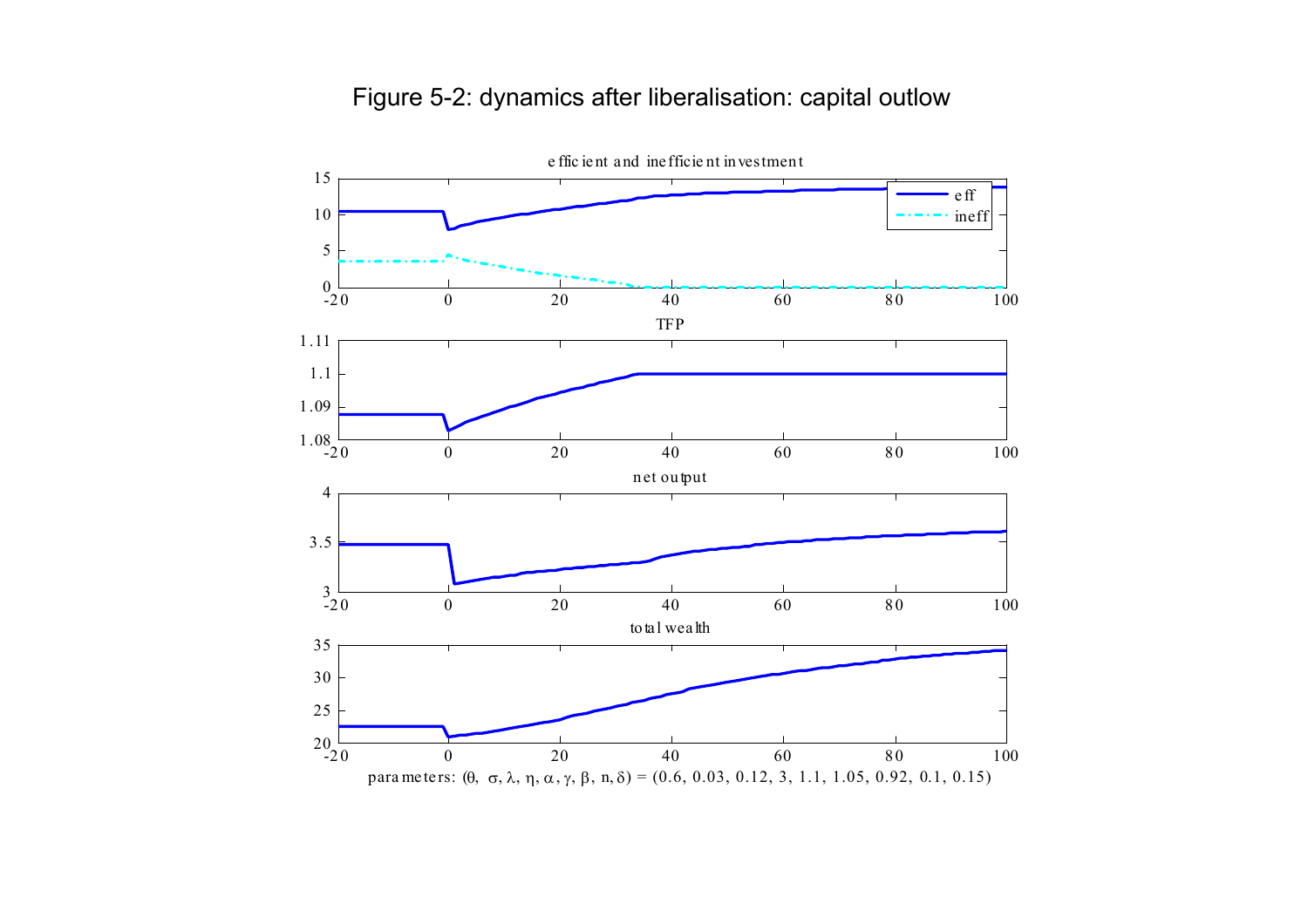# Figure 5-2: dynamics after liberalisation: capital outlow

efficient and inefficient investment

TFP

net output

total wealth

parameters: $(\theta, \sigma, \lambda, \eta, \alpha, \gamma, \beta, n, \delta) = (0.6, 0.03, 0.12, 3, 1.1, 1.05, 0.92, 0.1, 0.15)$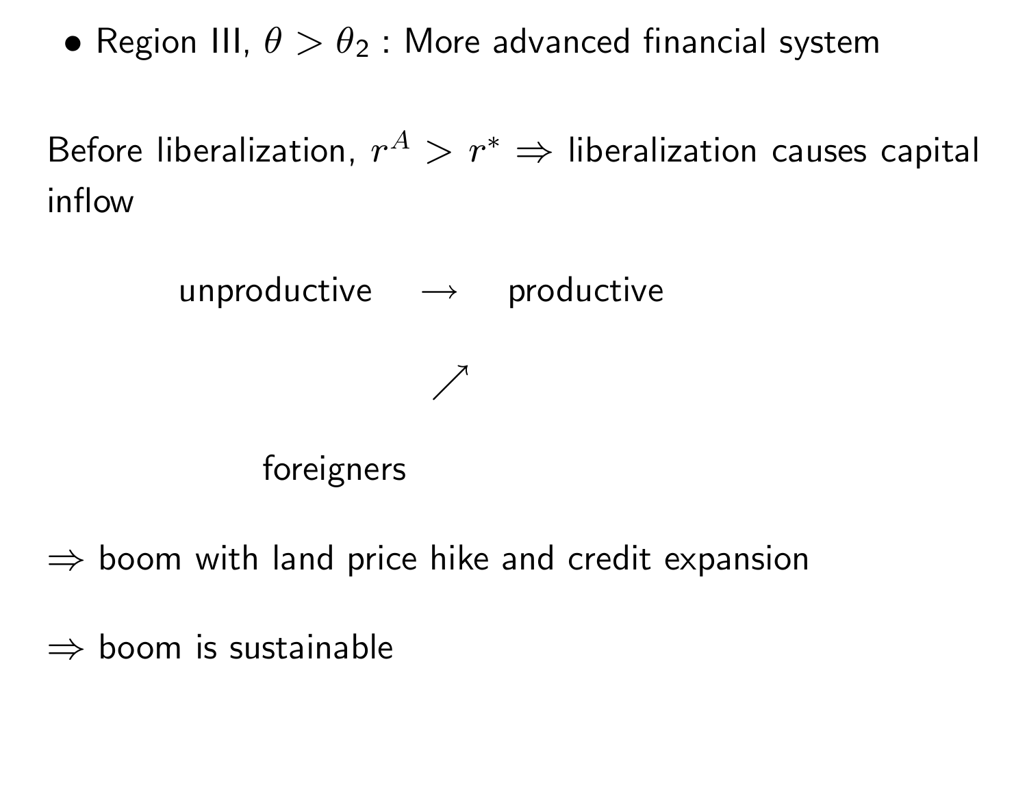- Region III, $\theta > \theta_2$ : More advanced financial system

Before liberalization, $r^A > r^* \Rightarrow$ liberalization causes capital inflow

$$
\begin{array}{ccc}
\text{unproductive} & \rightarrow & \text{productive} \\
 & \nearrow & \\
\text{foreigners} & &
\end{array}
$$

$\Rightarrow$ boom with land price hike and credit expansion

$\Rightarrow$ boom is sustainable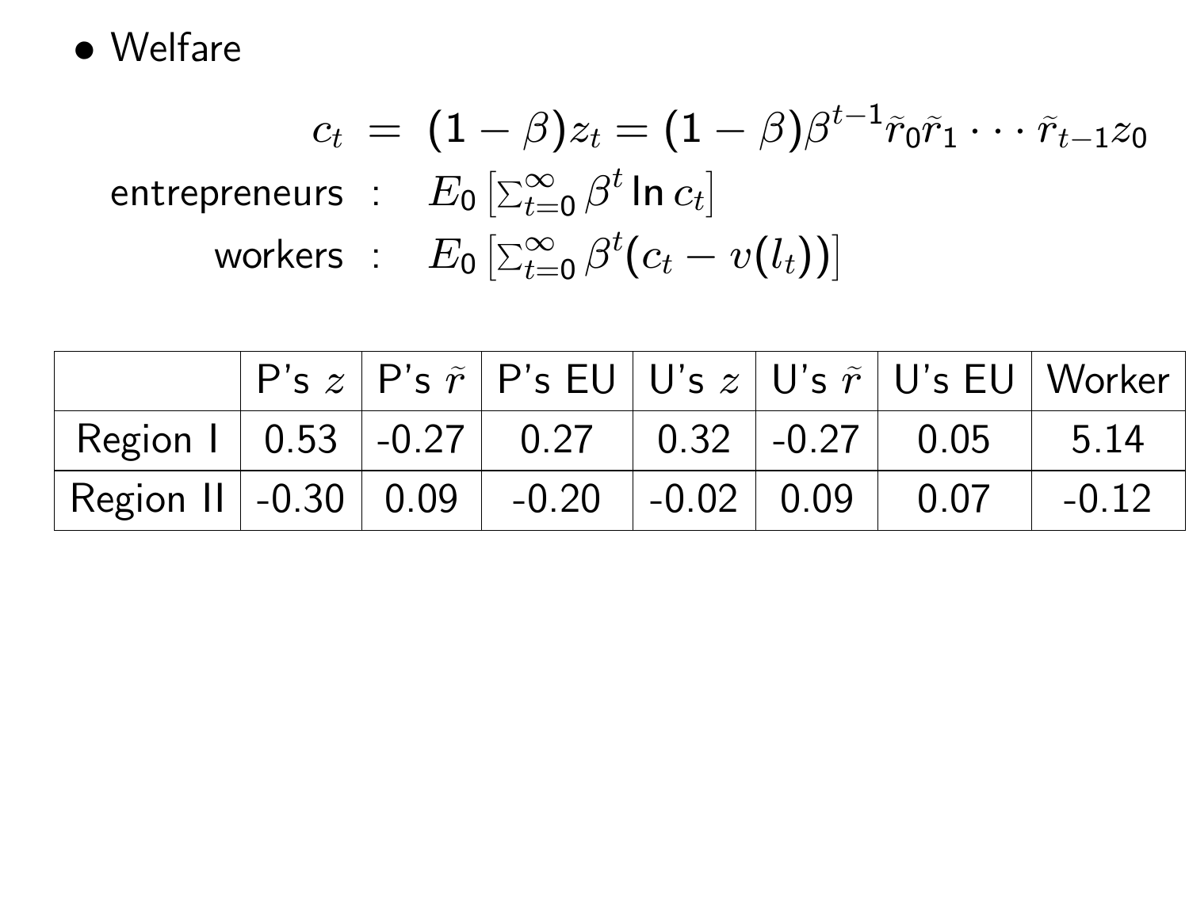- Welfare

$$
\begin{aligned}
c_t \; &= \; (1-\beta)z_t = (1-\beta)\beta^{t-1}\tilde{r}_0\tilde{r}_1\cdots\tilde{r}_{t-1}z_0 \\
\text{entrepreneurs} \; &: \quad E_0\left[\textstyle\sum_{t=0}^{\infty}\beta^t \ln c_t\right] \\
\text{workers} \; &: \quad E_0\left[\textstyle\sum_{t=0}^{\infty}\beta^t (c_t - v(l_t))\right]
\end{aligned}
$$

| | P's $z$ | P's $\tilde{r}$ | P's EU | U's $z$ | U's $\tilde{r}$ | U's EU | Worker |
|---|---|---|---|---|---|---|---|
| Region I | 0.53 | -0.27 | 0.27 | 0.32 | -0.27 | 0.05 | 5.14 |
| Region II | -0.30 | 0.09 | -0.20 | -0.02 | 0.09 | 0.07 | -0.12 |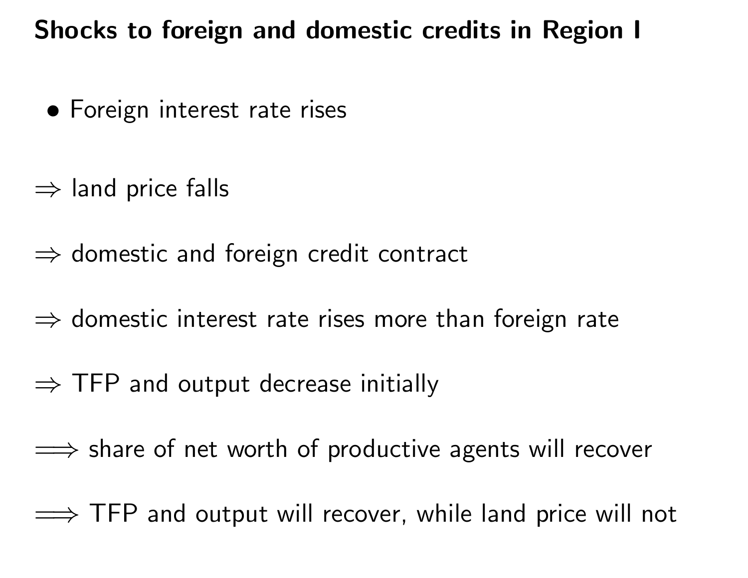## Shocks to foreign and domestic credits in Region I

- Foreign interest rate rises

$\Rightarrow$ land price falls

$\Rightarrow$ domestic and foreign credit contract

$\Rightarrow$ domestic interest rate rises more than foreign rate

$\Rightarrow$ TFP and output decrease initially

$\Longrightarrow$ share of net worth of productive agents will recover

$\Longrightarrow$ TFP and output will recover, while land price will not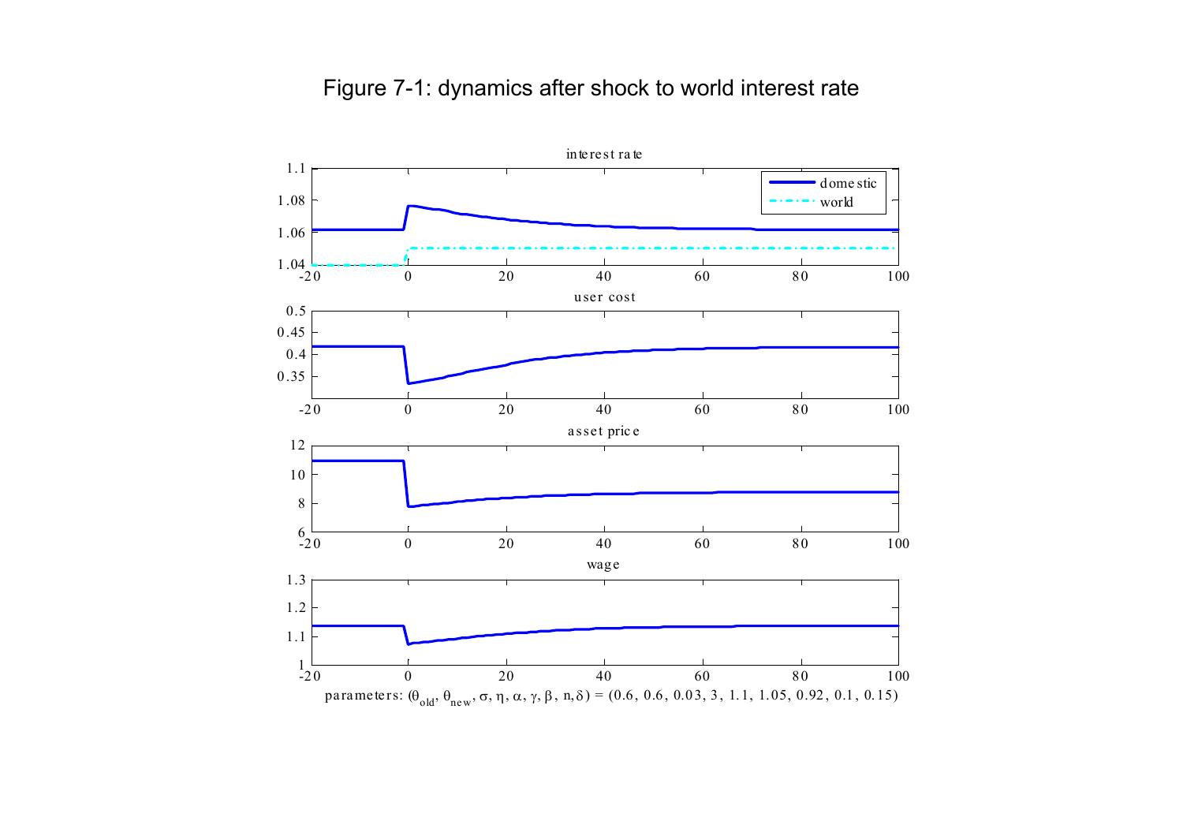Figure 7-1: dynamics after shock to world interest rate

parameters: $(\theta_{old}, \theta_{new}, \sigma, \eta, \alpha, \gamma, \beta, n, \delta) = (0.6, 0.6, 0.03, 3, 1.1, 1.05, 0.92, 0.1, 0.15)$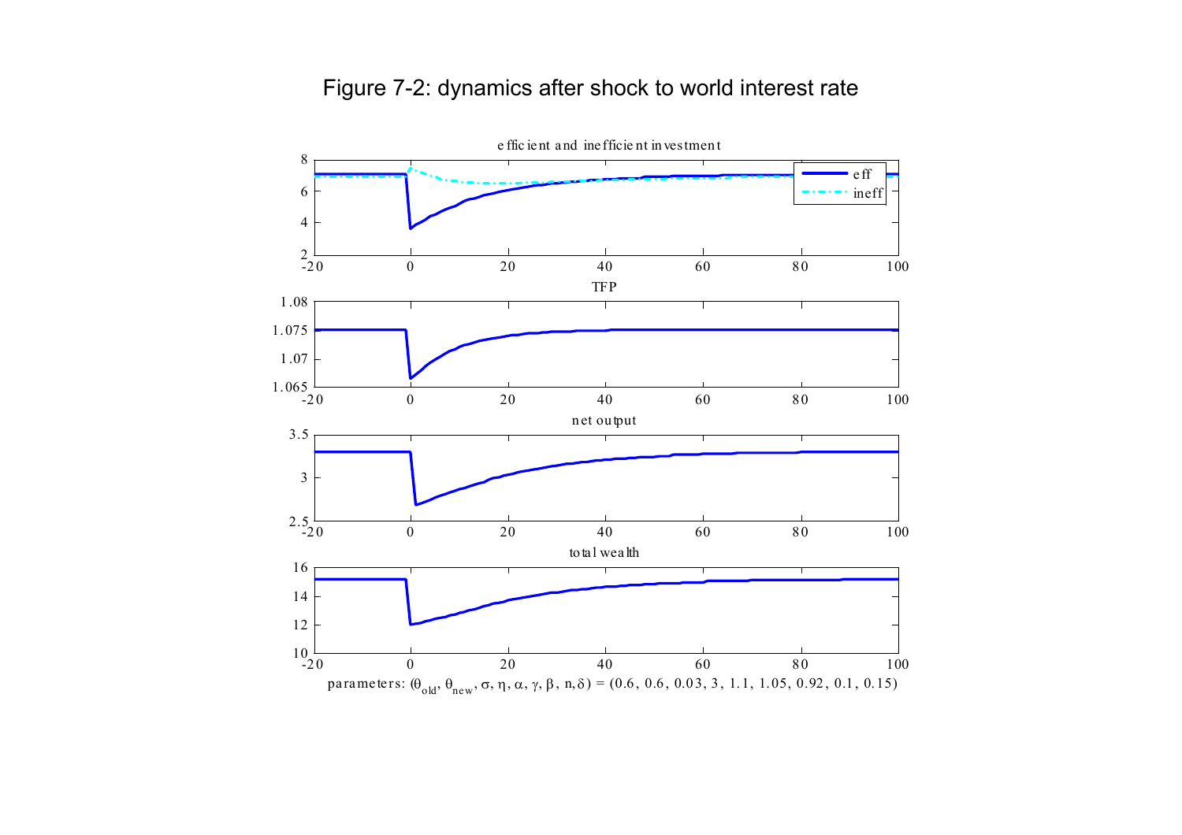Figure 7-2: dynamics after shock to world interest rate

parameters: $(\theta_{old}, \theta_{new}, \sigma, \eta, \alpha, \gamma, \beta, n, \delta) = (0.6, 0.6, 0.03, 3, 1.1, 1.05, 0.92, 0.1, 0.15)$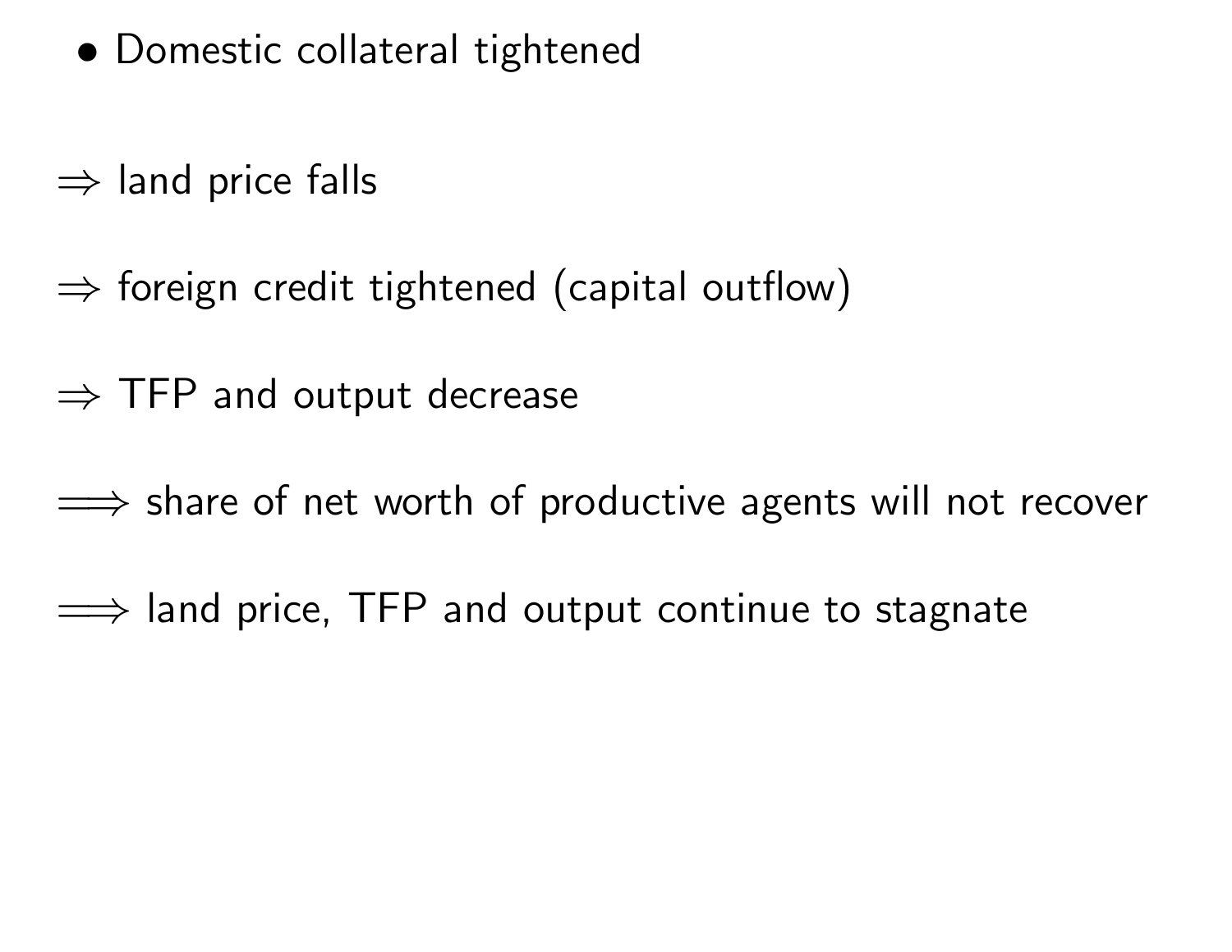- Domestic collateral tightened

$\Rightarrow$ land price falls

$\Rightarrow$ foreign credit tightened (capital outflow)

$\Rightarrow$ TFP and output decrease

$\Longrightarrow$ share of net worth of productive agents will not recover

$\Longrightarrow$ land price, TFP and output continue to stagnate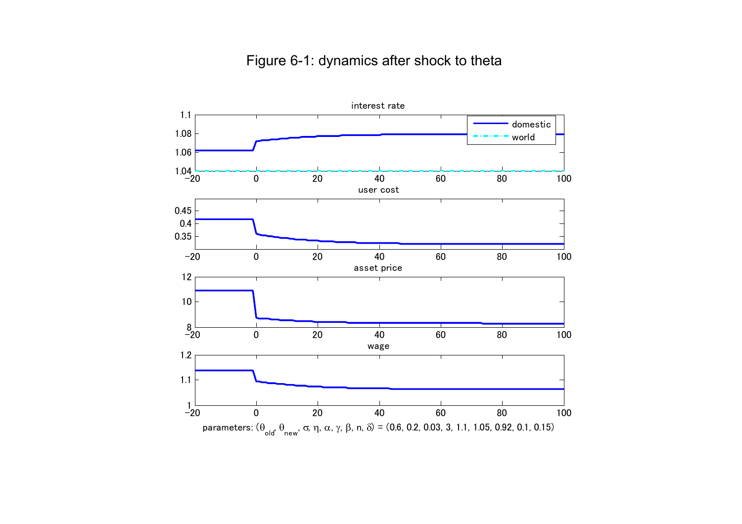# Figure 6-1: dynamics after shock to theta

parameters: $(\theta_{old}, \theta_{new}, \sigma, \eta, \alpha, \gamma, \beta, n, \delta) = (0.6, 0.2, 0.03, 3, 1.1, 1.05, 0.92, 0.1, 0.15)$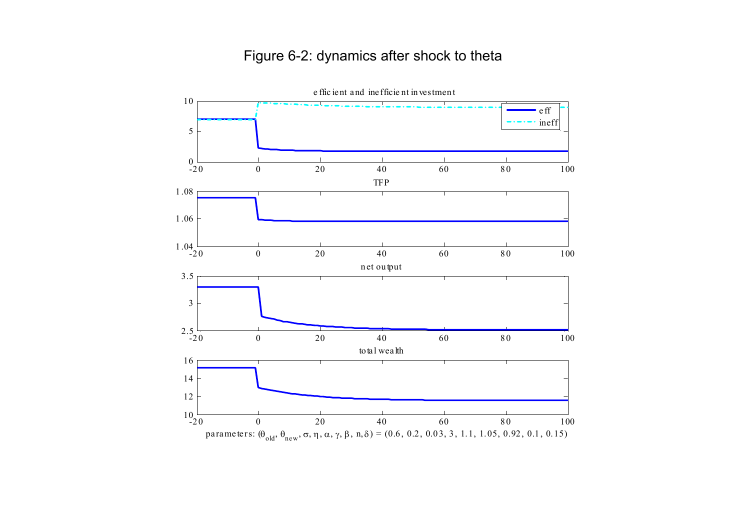# Figure 6-2: dynamics after shock to theta

efficient and inefficient investment

TFP

net output

total wealth

parameters: $(\theta_{old}, \theta_{new}, \sigma, \eta, \alpha, \gamma, \beta, n, \delta) = (0.6, 0.2, 0.03, 3, 1.1, 1.05, 0.92, 0.1, 0.15)$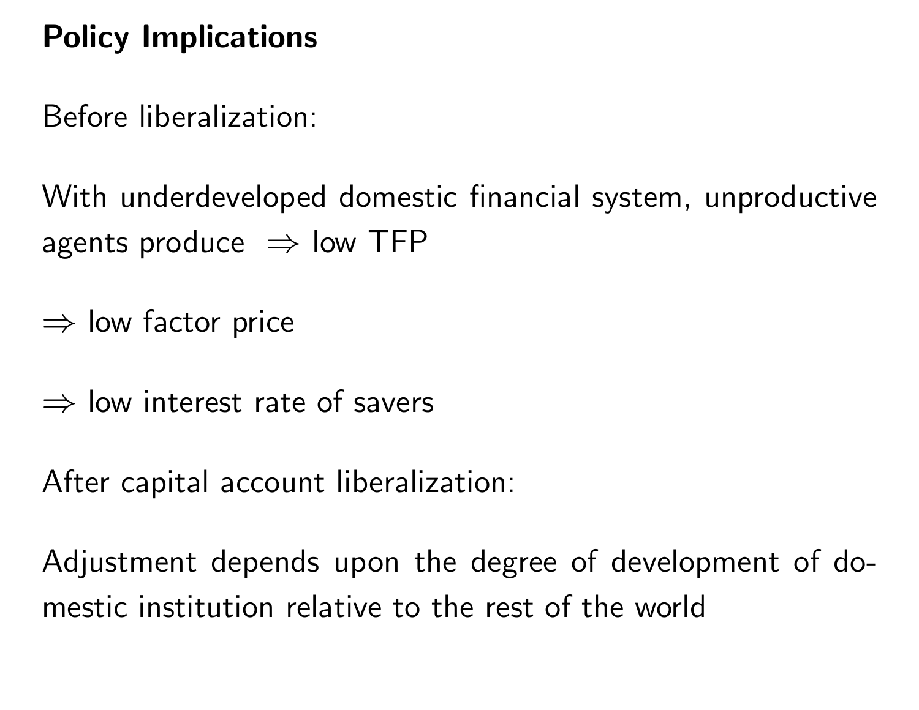## Policy Implications

Before liberalization:

With underdeveloped domestic financial system, unproductive agents produce $\Rightarrow$ low TFP

$\Rightarrow$ low factor price

$\Rightarrow$ low interest rate of savers

After capital account liberalization:

Adjustment depends upon the degree of development of domestic institution relative to the rest of the world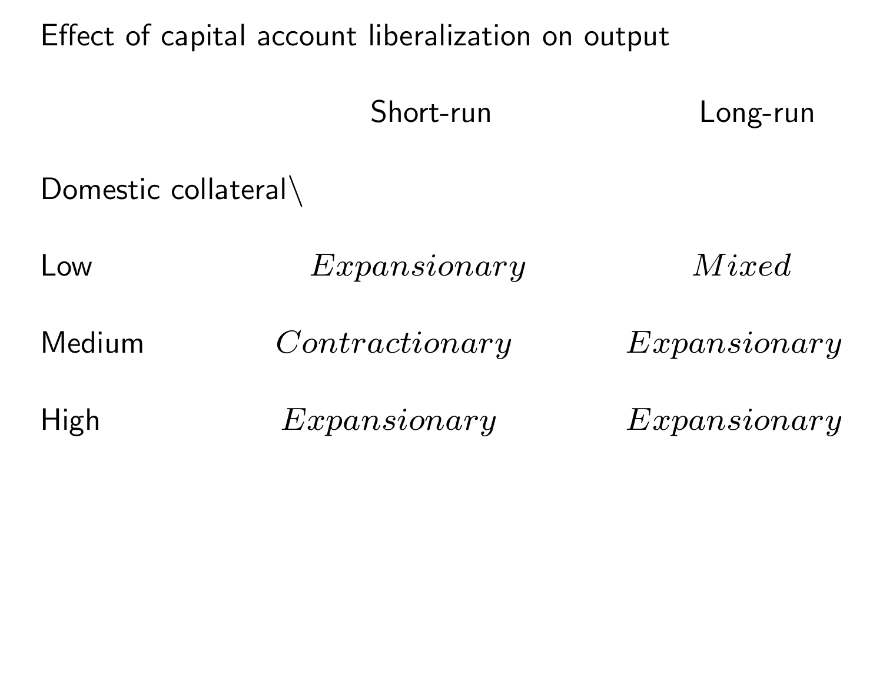Effect of capital account liberalization on output

| Domestic collateral\ | Short-run | Long-run |
|---|---|---|
| Low | *Expansionary* | *Mixed* |
| Medium | *Contractionary* | *Expansionary* |
| High | *Expansionary* | *Expansionary* |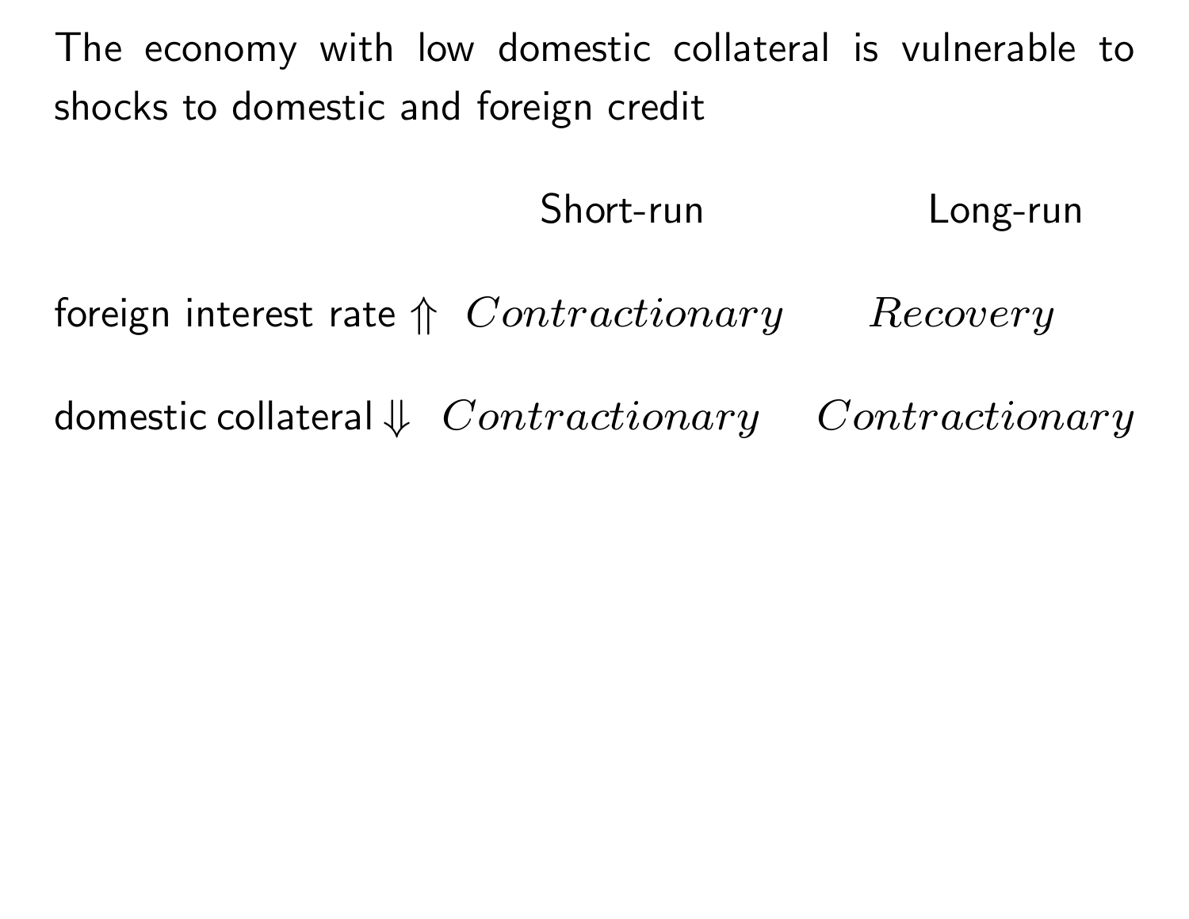The economy with low domestic collateral is vulnerable to shocks to domestic and foreign credit

| | Short-run | Long-run |
|---|---|---|
| foreign interest rate $\Uparrow$ | $Contractionary$ | $Recovery$ |
| domestic collateral $\Downarrow$ | $Contractionary$ | $Contractionary$ |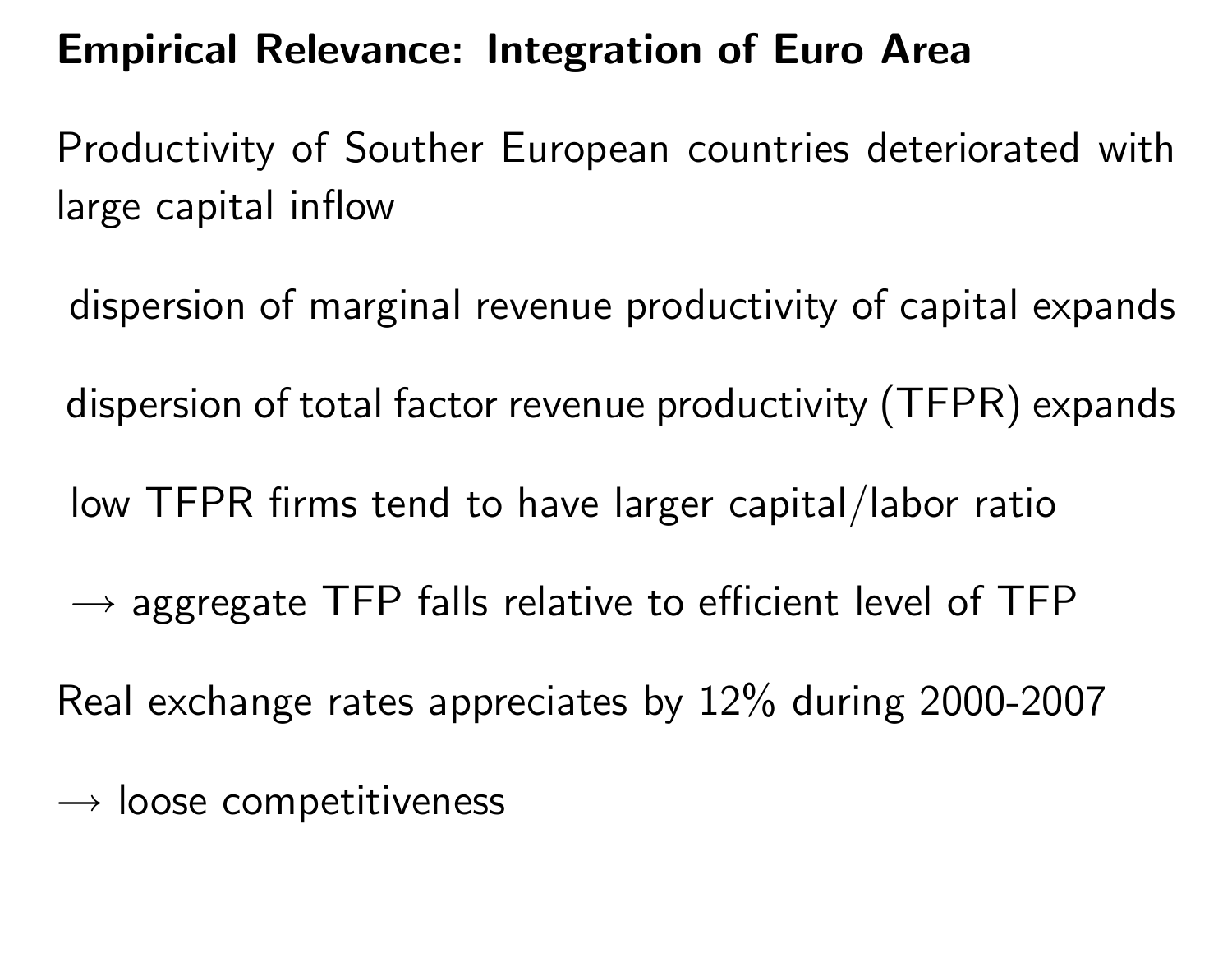## Empirical Relevance: Integration of Euro Area

Productivity of Souther European countries deteriorated with large capital inflow

dispersion of marginal revenue productivity of capital expands

dispersion of total factor revenue productivity (TFPR) expands

low TFPR firms tend to have larger capital/labor ratio

$\longrightarrow$ aggregate TFP falls relative to efficient level of TFP

Real exchange rates appreciates by 12% during 2000-2007

$\longrightarrow$ loose competitiveness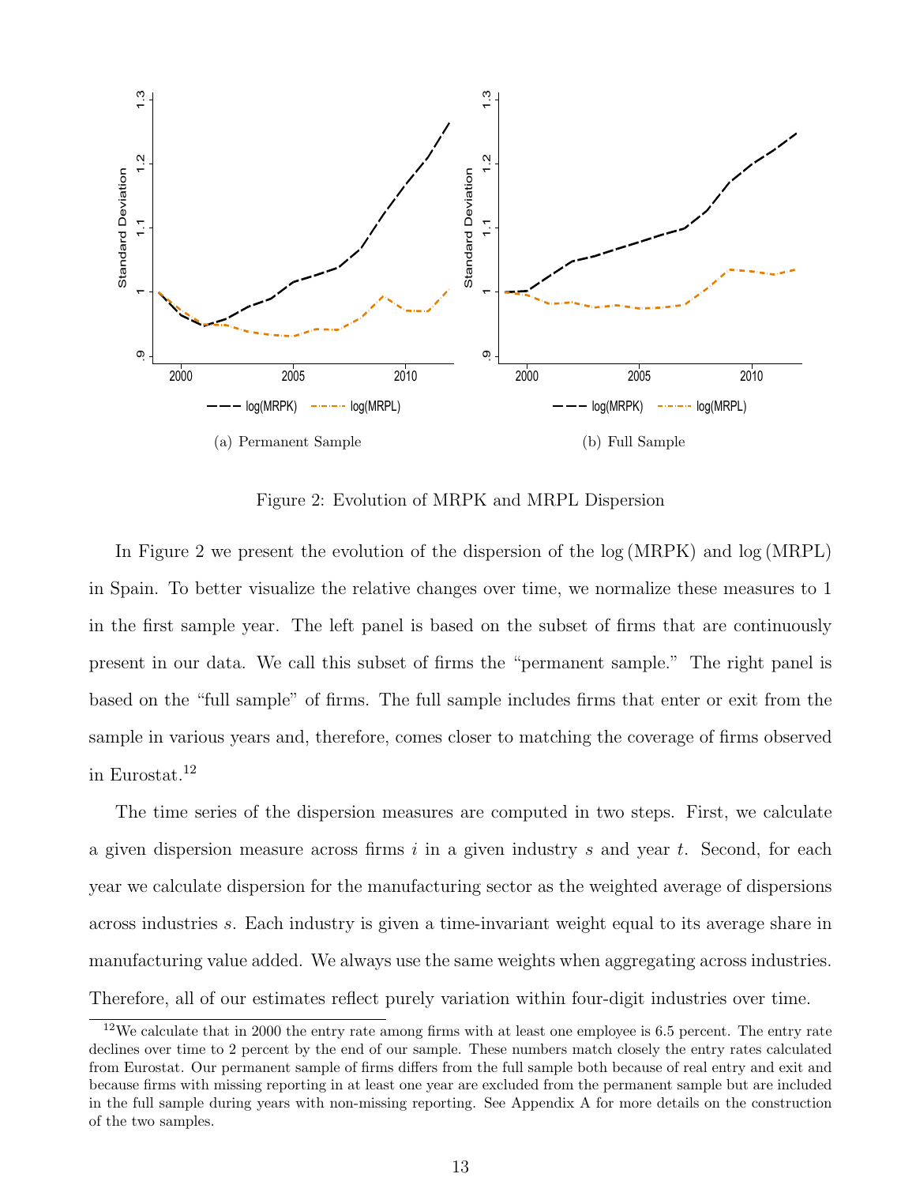(a) Permanent Sample

(b) Full Sample

Figure 2: Evolution of MRPK and MRPL Dispersion

In Figure 2 we present the evolution of the dispersion of the log (MRPK) and log (MRPL) in Spain. To better visualize the relative changes over time, we normalize these measures to 1 in the first sample year. The left panel is based on the subset of firms that are continuously present in our data. We call this subset of firms the "permanent sample." The right panel is based on the "full sample" of firms. The full sample includes firms that enter or exit from the sample in various years and, therefore, comes closer to matching the coverage of firms observed in Eurostat.[12]

The time series of the dispersion measures are computed in two steps. First, we calculate a given dispersion measure across firms $i$ in a given industry $s$ and year $t$. Second, for each year we calculate dispersion for the manufacturing sector as the weighted average of dispersions across industries $s$. Each industry is given a time-invariant weight equal to its average share in manufacturing value added. We always use the same weights when aggregating across industries. Therefore, all of our estimates reflect purely variation within four-digit industries over time.

[12] We calculate that in 2000 the entry rate among firms with at least one employee is 6.5 percent. The entry rate declines over time to 2 percent by the end of our sample. These numbers match closely the entry rates calculated from Eurostat. Our permanent sample of firms differs from the full sample both because of real entry and exit and because firms with missing reporting in at least one year are excluded from the permanent sample but are included in the full sample during years with non-missing reporting. See Appendix A for more details on the construction of the two samples.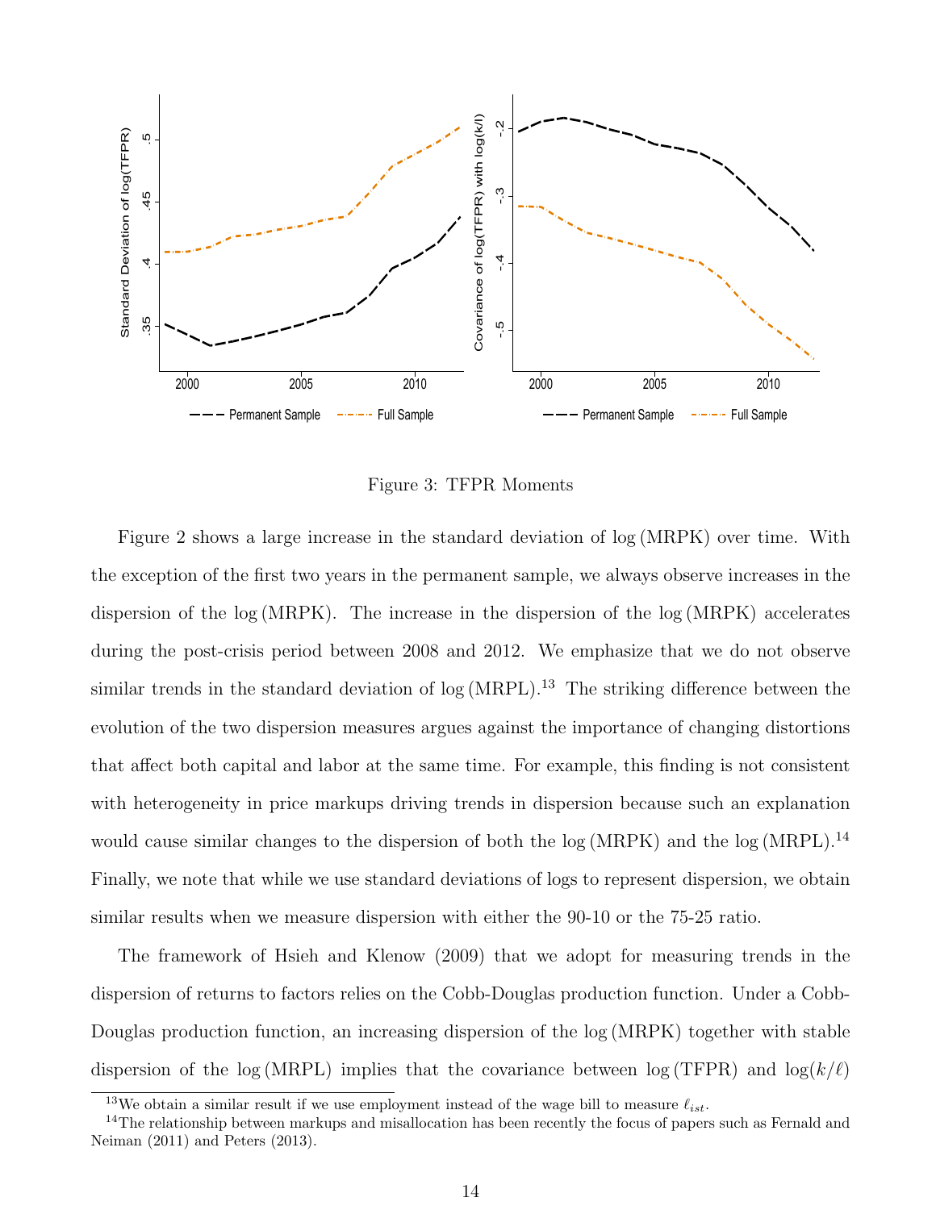Standard Deviation of log(TFPR)

.35
.4
.45
.5

2000
2005
2010

Permanent Sample
Full Sample

Covariance of log(TFPR) with log(k/l)

-.5
-.4
-.3
-.2

2000
2005
2010

Permanent Sample
Full Sample

Figure 3: TFPR Moments

Figure 2 shows a large increase in the standard deviation of $\log(\text{MRPK})$ over time. With the exception of the first two years in the permanent sample, we always observe increases in the dispersion of the $\log(\text{MRPK})$. The increase in the dispersion of the $\log(\text{MRPK})$ accelerates during the post-crisis period between 2008 and 2012. We emphasize that we do not observe similar trends in the standard deviation of $\log(\text{MRPL})$.[13] The striking difference between the evolution of the two dispersion measures argues against the importance of changing distortions that affect both capital and labor at the same time. For example, this finding is not consistent with heterogeneity in price markups driving trends in dispersion because such an explanation would cause similar changes to the dispersion of both the $\log(\text{MRPK})$ and the $\log(\text{MRPL})$.[14] Finally, we note that while we use standard deviations of logs to represent dispersion, we obtain similar results when we measure dispersion with either the 90-10 or the 75-25 ratio.

The framework of Hsieh and Klenow (2009) that we adopt for measuring trends in the dispersion of returns to factors relies on the Cobb-Douglas production function. Under a Cobb-Douglas production function, an increasing dispersion of the $\log(\text{MRPK})$ together with stable dispersion of the $\log(\text{MRPL})$ implies that the covariance between $\log(\text{TFPR})$ and $\log(k/\ell)$

[13] We obtain a similar result if we use employment instead of the wage bill to measure $\ell_{ist}$.

[14] The relationship between markups and misallocation has been recently the focus of papers such as Fernald and Neiman (2011) and Peters (2013).